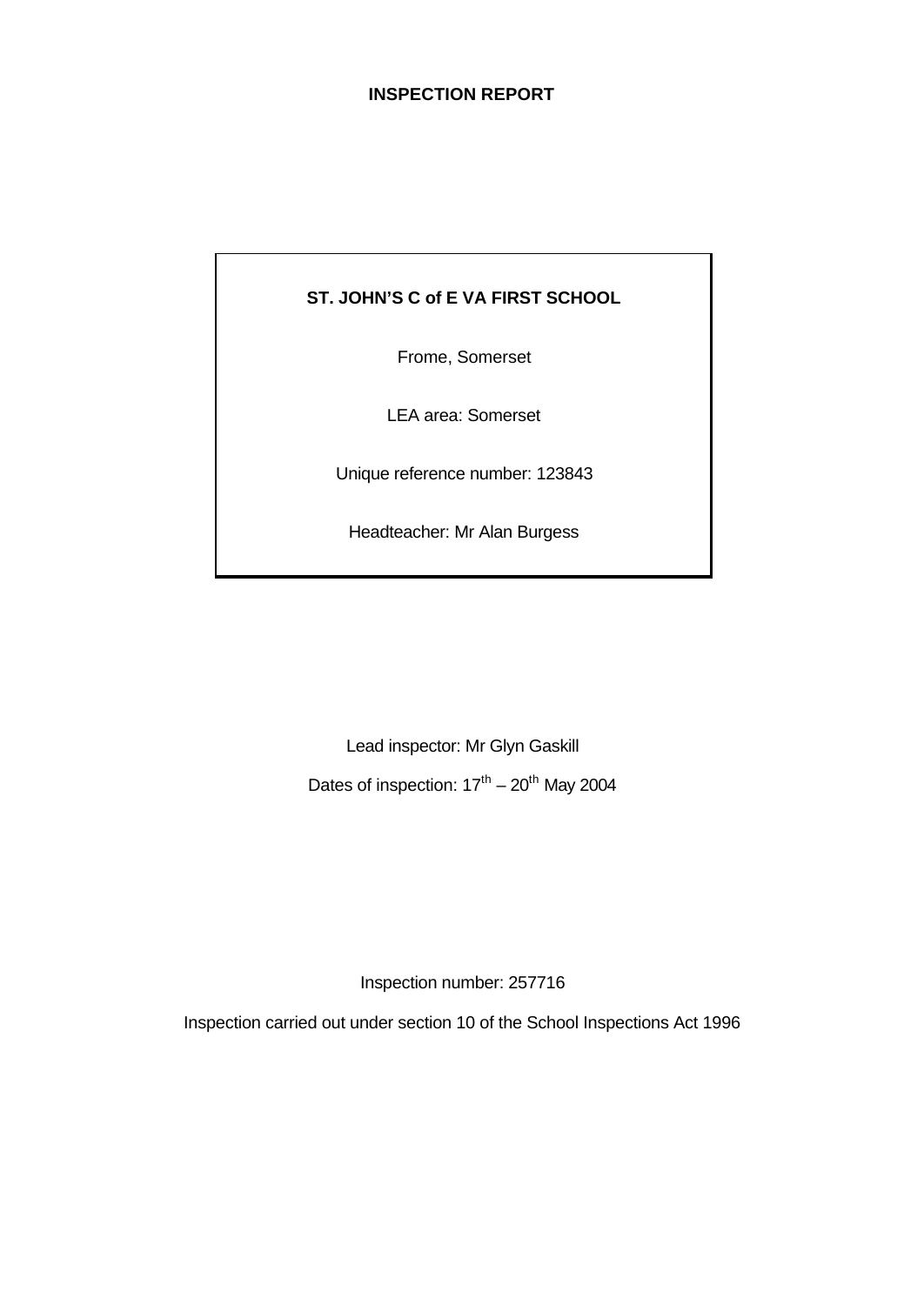# INSPECTION REPORT

**ST. JOHN'S C of E VA FIRST SCHOOL**

Frome, Somerset

LEA area: Somerset

Unique reference number: 123843

Headteacher: Mr Alan Burgess

Lead inspector: Mr Glyn Gaskill

Dates of inspection: 17th – 20th May 2004

Inspection number: 257716

Inspection carried out under section 10 of the School Inspections Act 1996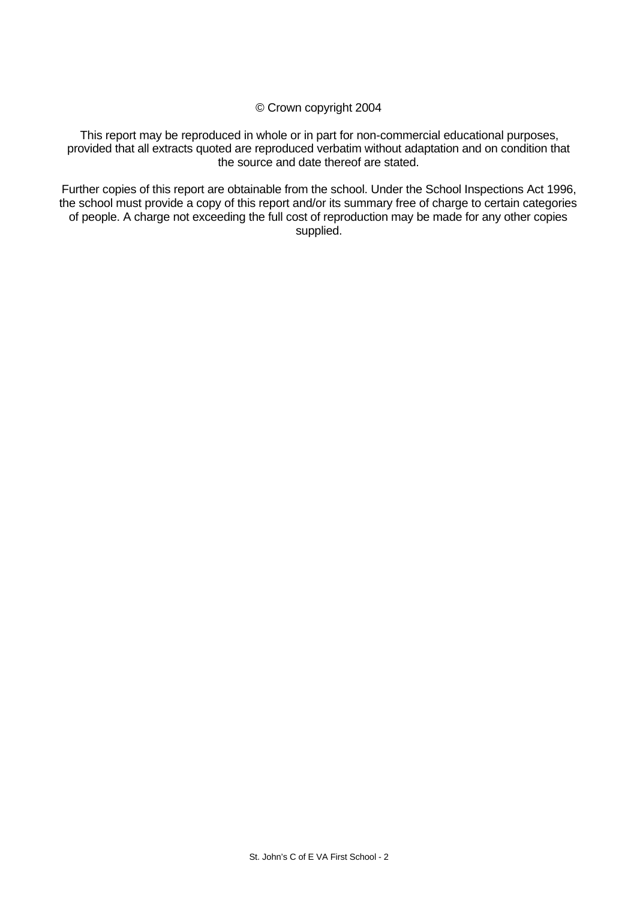© Crown copyright 2004

This report may be reproduced in whole or in part for non-commercial educational purposes, provided that all extracts quoted are reproduced verbatim without adaptation and on condition that the source and date thereof are stated.

Further copies of this report are obtainable from the school. Under the School Inspections Act 1996, the school must provide a copy of this report and/or its summary free of charge to certain categories of people. A charge not exceeding the full cost of reproduction may be made for any other copies supplied.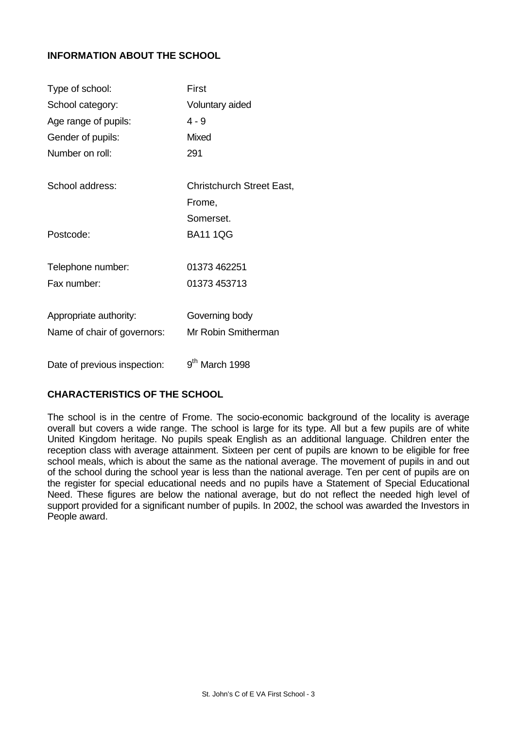## INFORMATION ABOUT THE SCHOOL

| | |
|---|---|
| Type of school: | First |
| School category: | Voluntary aided |
| Age range of pupils: | 4 - 9 |
| Gender of pupils: | Mixed |
| Number on roll: | 291 |
| School address: | Christchurch Street East, Frome, Somerset. |
| Postcode: | BA11 1QG |
| Telephone number: | 01373 462251 |
| Fax number: | 01373 453713 |
| Appropriate authority: | Governing body |
| Name of chair of governors: | Mr Robin Smitherman |
| Date of previous inspection: | 9th March 1998 |

## CHARACTERISTICS OF THE SCHOOL

The school is in the centre of Frome. The socio-economic background of the locality is average overall but covers a wide range. The school is large for its type. All but a few pupils are of white United Kingdom heritage. No pupils speak English as an additional language. Children enter the reception class with average attainment. Sixteen per cent of pupils are known to be eligible for free school meals, which is about the same as the national average. The movement of pupils in and out of the school during the school year is less than the national average. Ten per cent of pupils are on the register for special educational needs and no pupils have a Statement of Special Educational Need. These figures are below the national average, but do not reflect the needed high level of support provided for a significant number of pupils. In 2002, the school was awarded the Investors in People award.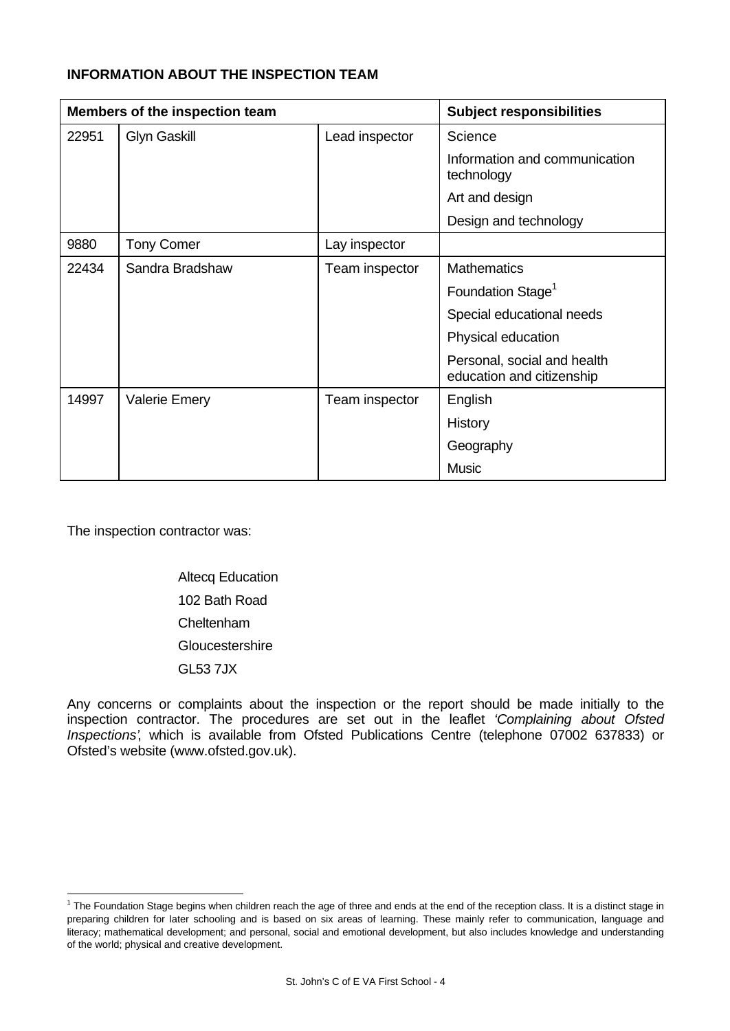**INFORMATION ABOUT THE INSPECTION TEAM**

| Members of the inspection team | | | Subject responsibilities |
|---|---|---|---|
| 22951 | Glyn Gaskill | Lead inspector | Science |
| | | | Information and communication technology |
| | | | Art and design |
| | | | Design and technology |
| 9880 | Tony Comer | Lay inspector | |
| 22434 | Sandra Bradshaw | Team inspector | Mathematics |
| | | | Foundation Stage[1] |
| | | | Special educational needs |
| | | | Physical education |
| | | | Personal, social and health education and citizenship |
| 14997 | Valerie Emery | Team inspector | English |
| | | | History |
| | | | Geography |
| | | | Music |

The inspection contractor was:

Altecq Education
102 Bath Road
Cheltenham
Gloucestershire
GL53 7JX

Any concerns or complaints about the inspection or the report should be made initially to the inspection contractor. The procedures are set out in the leaflet *'Complaining about Ofsted Inspections'*, which is available from Ofsted Publications Centre (telephone 07002 637833) or Ofsted's website (www.ofsted.gov.uk).

[1] The Foundation Stage begins when children reach the age of three and ends at the end of the reception class. It is a distinct stage in preparing children for later schooling and is based on six areas of learning. These mainly refer to communication, language and literacy; mathematical development; and personal, social and emotional development, but also includes knowledge and understanding of the world; physical and creative development.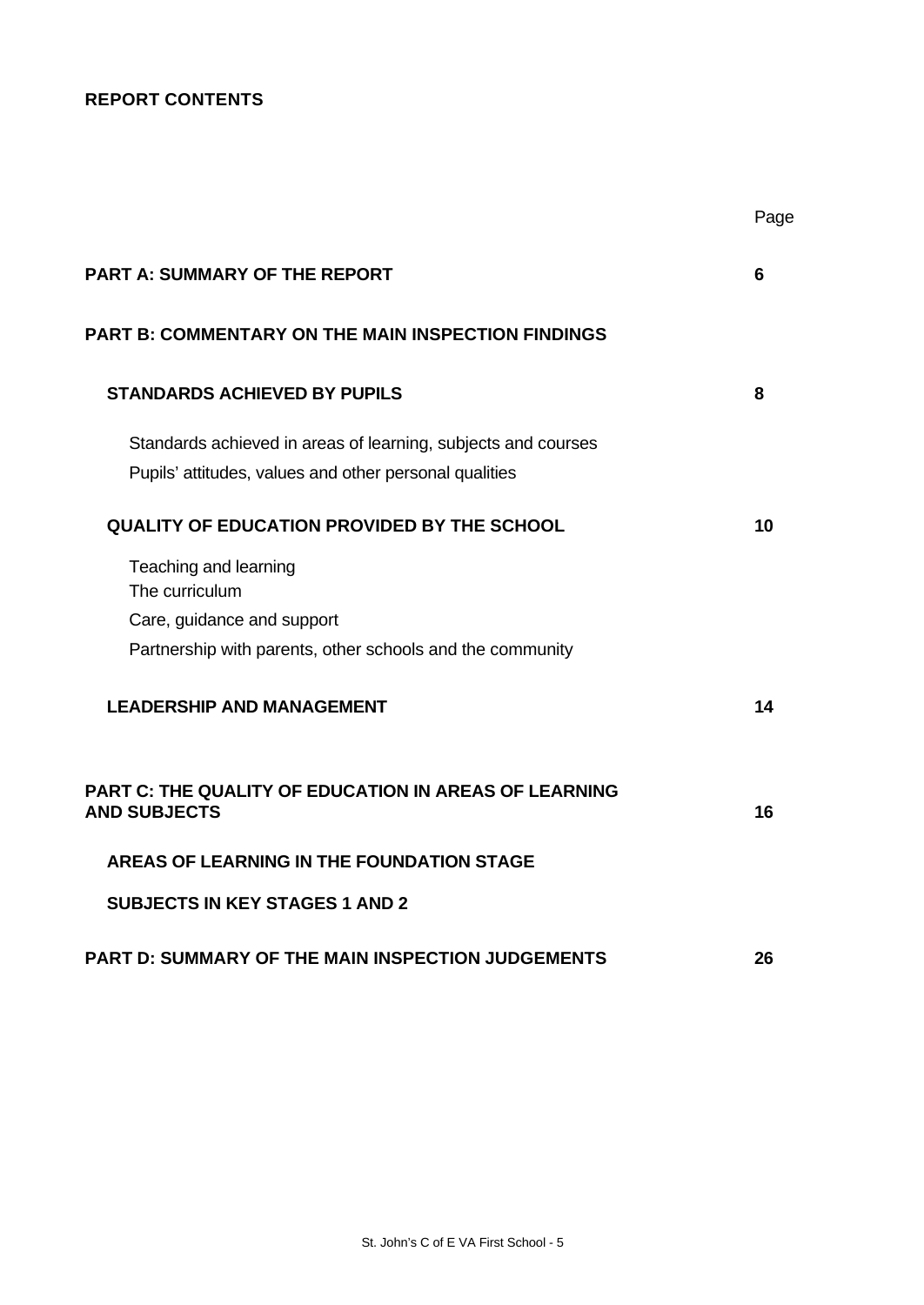**REPORT CONTENTS**

| | Page |
|---|---|
| **PART A: SUMMARY OF THE REPORT** | **6** |
| **PART B: COMMENTARY ON THE MAIN INSPECTION FINDINGS** | |
| **STANDARDS ACHIEVED BY PUPILS** | **8** |
| Standards achieved in areas of learning, subjects and courses | |
| Pupils' attitudes, values and other personal qualities | |
| **QUALITY OF EDUCATION PROVIDED BY THE SCHOOL** | **10** |
| Teaching and learning | |
| The curriculum | |
| Care, guidance and support | |
| Partnership with parents, other schools and the community | |
| **LEADERSHIP AND MANAGEMENT** | **14** |
| **PART C: THE QUALITY OF EDUCATION IN AREAS OF LEARNING AND SUBJECTS** | **16** |
| **AREAS OF LEARNING IN THE FOUNDATION STAGE** | |
| **SUBJECTS IN KEY STAGES 1 AND 2** | |
| **PART D: SUMMARY OF THE MAIN INSPECTION JUDGEMENTS** | **26** |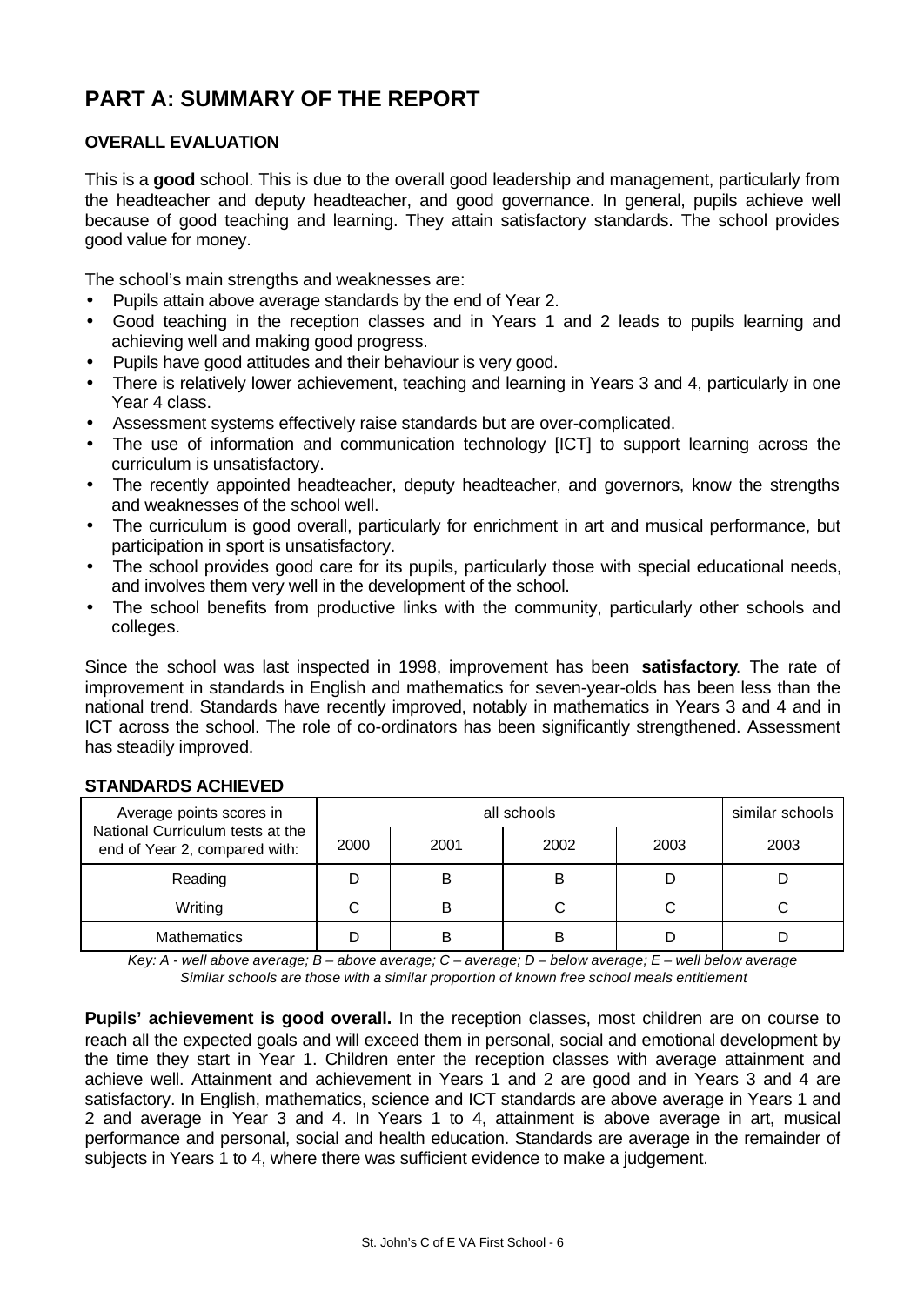# PART A: SUMMARY OF THE REPORT

## OVERALL EVALUATION

This is a **good** school. This is due to the overall good leadership and management, particularly from the headteacher and deputy headteacher, and good governance. In general, pupils achieve well because of good teaching and learning. They attain satisfactory standards. The school provides good value for money.

The school's main strengths and weaknesses are:

- Pupils attain above average standards by the end of Year 2.
- Good teaching in the reception classes and in Years 1 and 2 leads to pupils learning and achieving well and making good progress.
- Pupils have good attitudes and their behaviour is very good.
- There is relatively lower achievement, teaching and learning in Years 3 and 4, particularly in one Year 4 class.
- Assessment systems effectively raise standards but are over-complicated.
- The use of information and communication technology [ICT] to support learning across the curriculum is unsatisfactory.
- The recently appointed headteacher, deputy headteacher, and governors, know the strengths and weaknesses of the school well.
- The curriculum is good overall, particularly for enrichment in art and musical performance, but participation in sport is unsatisfactory.
- The school provides good care for its pupils, particularly those with special educational needs, and involves them very well in the development of the school.
- The school benefits from productive links with the community, particularly other schools and colleges.

Since the school was last inspected in 1998, improvement has been **satisfactory**. The rate of improvement in standards in English and mathematics for seven-year-olds has been less than the national trend. Standards have recently improved, notably in mathematics in Years 3 and 4 and in ICT across the school. The role of co-ordinators has been significantly strengthened. Assessment has steadily improved.

## STANDARDS ACHIEVED

| Average points scores in National Curriculum tests at the end of Year 2, compared with: | all schools | | | | similar schools |
|---|---|---|---|---|---|
| | 2000 | 2001 | 2002 | 2003 | 2003 |
| Reading | D | B | B | D | D |
| Writing | C | B | C | C | C |
| Mathematics | D | B | B | D | D |

*Key: A - well above average; B – above average; C – average; D – below average; E – well below average*
*Similar schools are those with a similar proportion of known free school meals entitlement*

**Pupils' achievement is good overall.** In the reception classes, most children are on course to reach all the expected goals and will exceed them in personal, social and emotional development by the time they start in Year 1. Children enter the reception classes with average attainment and achieve well. Attainment and achievement in Years 1 and 2 are good and in Years 3 and 4 are satisfactory. In English, mathematics, science and ICT standards are above average in Years 1 and 2 and average in Year 3 and 4. In Years 1 to 4, attainment is above average in art, musical performance and personal, social and health education. Standards are average in the remainder of subjects in Years 1 to 4, where there was sufficient evidence to make a judgement.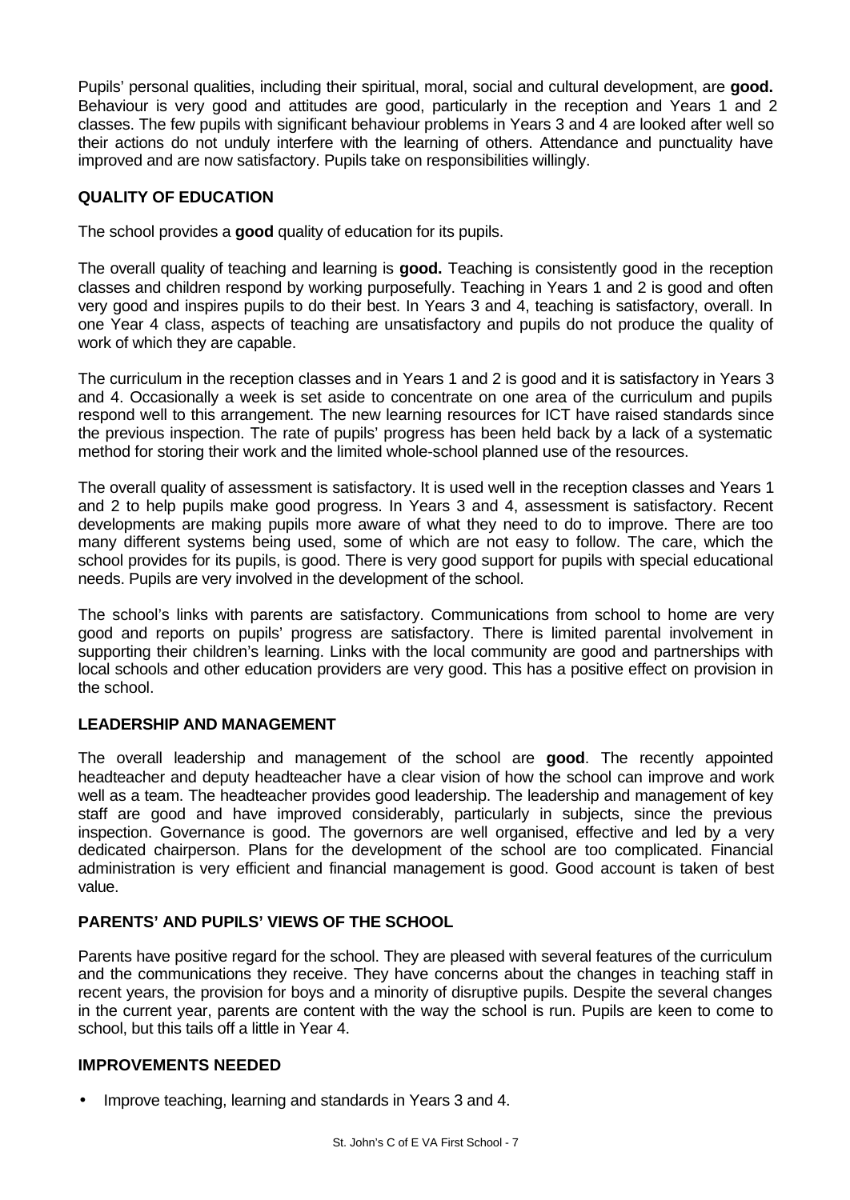Pupils' personal qualities, including their spiritual, moral, social and cultural development, are **good.** Behaviour is very good and attitudes are good, particularly in the reception and Years 1 and 2 classes. The few pupils with significant behaviour problems in Years 3 and 4 are looked after well so their actions do not unduly interfere with the learning of others. Attendance and punctuality have improved and are now satisfactory. Pupils take on responsibilities willingly.

## QUALITY OF EDUCATION

The school provides a **good** quality of education for its pupils.

The overall quality of teaching and learning is **good.** Teaching is consistently good in the reception classes and children respond by working purposefully. Teaching in Years 1 and 2 is good and often very good and inspires pupils to do their best. In Years 3 and 4, teaching is satisfactory, overall. In one Year 4 class, aspects of teaching are unsatisfactory and pupils do not produce the quality of work of which they are capable.

The curriculum in the reception classes and in Years 1 and 2 is good and it is satisfactory in Years 3 and 4. Occasionally a week is set aside to concentrate on one area of the curriculum and pupils respond well to this arrangement. The new learning resources for ICT have raised standards since the previous inspection. The rate of pupils' progress has been held back by a lack of a systematic method for storing their work and the limited whole-school planned use of the resources.

The overall quality of assessment is satisfactory. It is used well in the reception classes and Years 1 and 2 to help pupils make good progress. In Years 3 and 4, assessment is satisfactory. Recent developments are making pupils more aware of what they need to do to improve. There are too many different systems being used, some of which are not easy to follow. The care, which the school provides for its pupils, is good. There is very good support for pupils with special educational needs. Pupils are very involved in the development of the school.

The school's links with parents are satisfactory. Communications from school to home are very good and reports on pupils' progress are satisfactory. There is limited parental involvement in supporting their children's learning. Links with the local community are good and partnerships with local schools and other education providers are very good. This has a positive effect on provision in the school.

## LEADERSHIP AND MANAGEMENT

The overall leadership and management of the school are **good**. The recently appointed headteacher and deputy headteacher have a clear vision of how the school can improve and work well as a team. The headteacher provides good leadership. The leadership and management of key staff are good and have improved considerably, particularly in subjects, since the previous inspection. Governance is good. The governors are well organised, effective and led by a very dedicated chairperson. Plans for the development of the school are too complicated. Financial administration is very efficient and financial management is good. Good account is taken of best value.

## PARENTS' AND PUPILS' VIEWS OF THE SCHOOL

Parents have positive regard for the school. They are pleased with several features of the curriculum and the communications they receive. They have concerns about the changes in teaching staff in recent years, the provision for boys and a minority of disruptive pupils. Despite the several changes in the current year, parents are content with the way the school is run. Pupils are keen to come to school, but this tails off a little in Year 4.

## IMPROVEMENTS NEEDED

- Improve teaching, learning and standards in Years 3 and 4.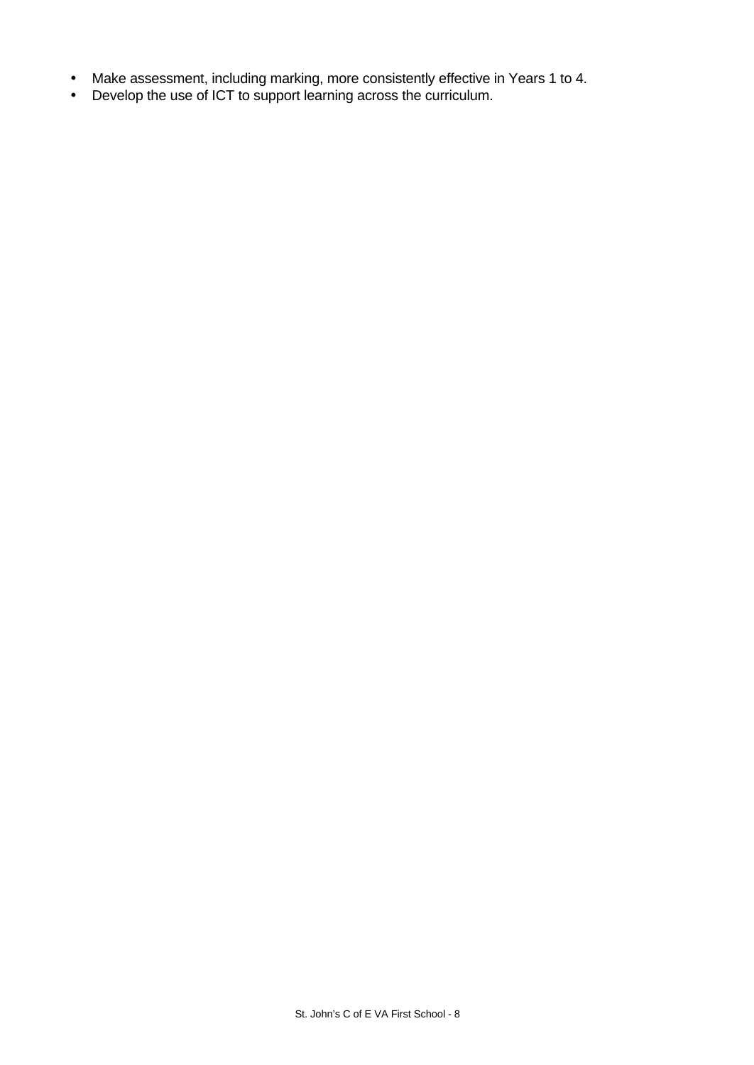- Make assessment, including marking, more consistently effective in Years 1 to 4.
- Develop the use of ICT to support learning across the curriculum.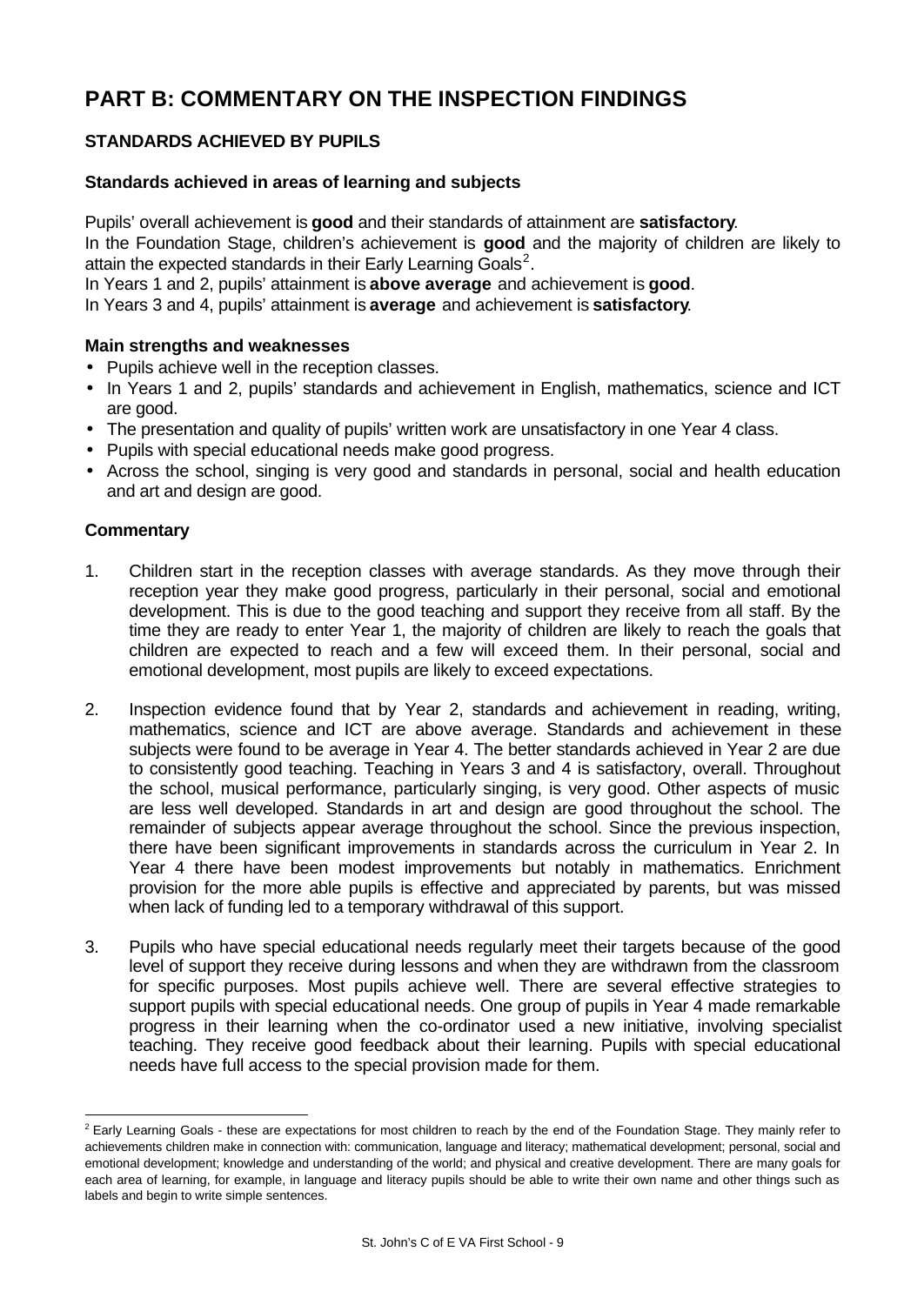# PART B: COMMENTARY ON THE INSPECTION FINDINGS

## STANDARDS ACHIEVED BY PUPILS

### Standards achieved in areas of learning and subjects

Pupils' overall achievement is **good** and their standards of attainment are **satisfactory**.
In the Foundation Stage, children's achievement is **good** and the majority of children are likely to attain the expected standards in their Early Learning Goals[2].
In Years 1 and 2, pupils' attainment is **above average** and achievement is **good**.
In Years 3 and 4, pupils' attainment is **average** and achievement is **satisfactory**.

**Main strengths and weaknesses**

- Pupils achieve well in the reception classes.
- In Years 1 and 2, pupils' standards and achievement in English, mathematics, science and ICT are good.
- The presentation and quality of pupils' written work are unsatisfactory in one Year 4 class.
- Pupils with special educational needs make good progress.
- Across the school, singing is very good and standards in personal, social and health education and art and design are good.

**Commentary**

1. Children start in the reception classes with average standards. As they move through their reception year they make good progress, particularly in their personal, social and emotional development. This is due to the good teaching and support they receive from all staff. By the time they are ready to enter Year 1, the majority of children are likely to reach the goals that children are expected to reach and a few will exceed them. In their personal, social and emotional development, most pupils are likely to exceed expectations.

2. Inspection evidence found that by Year 2, standards and achievement in reading, writing, mathematics, science and ICT are above average. Standards and achievement in these subjects were found to be average in Year 4. The better standards achieved in Year 2 are due to consistently good teaching. Teaching in Years 3 and 4 is satisfactory, overall. Throughout the school, musical performance, particularly singing, is very good. Other aspects of music are less well developed. Standards in art and design are good throughout the school. The remainder of subjects appear average throughout the school. Since the previous inspection, there have been significant improvements in standards across the curriculum in Year 2. In Year 4 there have been modest improvements but notably in mathematics. Enrichment provision for the more able pupils is effective and appreciated by parents, but was missed when lack of funding led to a temporary withdrawal of this support.

3. Pupils who have special educational needs regularly meet their targets because of the good level of support they receive during lessons and when they are withdrawn from the classroom for specific purposes. Most pupils achieve well. There are several effective strategies to support pupils with special educational needs. One group of pupils in Year 4 made remarkable progress in their learning when the co-ordinator used a new initiative, involving specialist teaching. They receive good feedback about their learning. Pupils with special educational needs have full access to the special provision made for them.

---

[2] Early Learning Goals - these are expectations for most children to reach by the end of the Foundation Stage. They mainly refer to achievements children make in connection with: communication, language and literacy; mathematical development; personal, social and emotional development; knowledge and understanding of the world; and physical and creative development. There are many goals for each area of learning, for example, in language and literacy pupils should be able to write their own name and other things such as labels and begin to write simple sentences.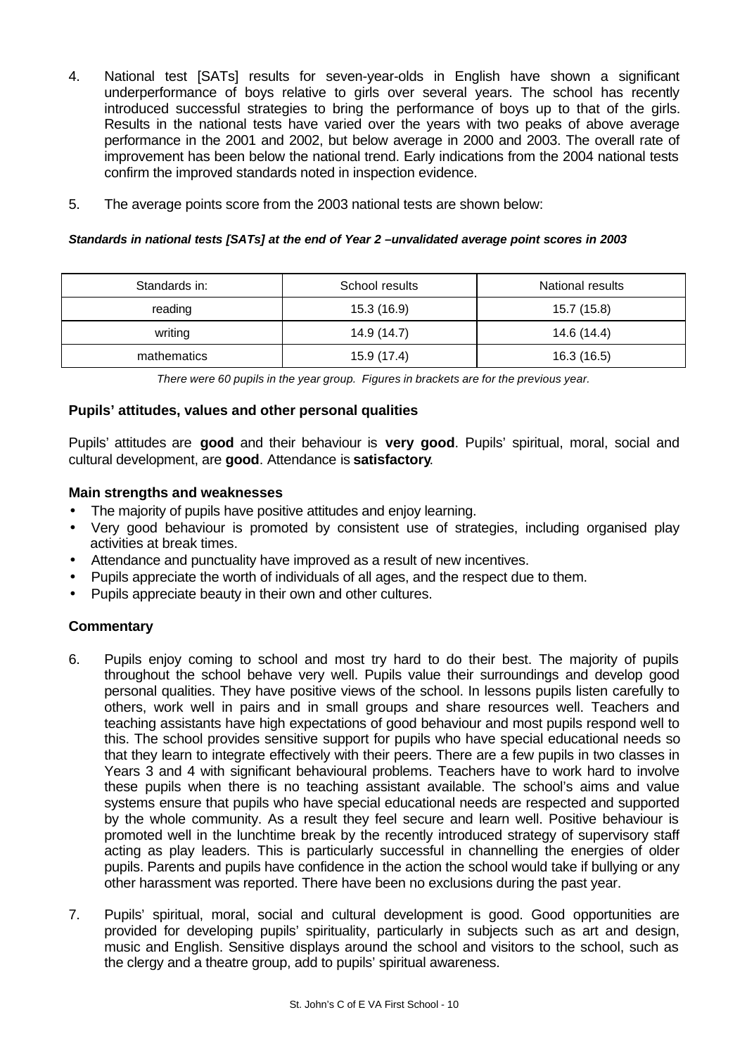4. National test [SATs] results for seven-year-olds in English have shown a significant underperformance of boys relative to girls over several years. The school has recently introduced successful strategies to bring the performance of boys up to that of the girls. Results in the national tests have varied over the years with two peaks of above average performance in the 2001 and 2002, but below average in 2000 and 2003. The overall rate of improvement has been below the national trend. Early indications from the 2004 national tests confirm the improved standards noted in inspection evidence.

5. The average points score from the 2003 national tests are shown below:

***Standards in national tests [SATs] at the end of Year 2 –unvalidated average point scores in 2003***

| Standards in: | School results | National results |
|---|---|---|
| reading | 15.3 (16.9) | 15.7 (15.8) |
| writing | 14.9 (14.7) | 14.6 (14.4) |
| mathematics | 15.9 (17.4) | 16.3 (16.5) |

*There were 60 pupils in the year group. Figures in brackets are for the previous year.*

### Pupils' attitudes, values and other personal qualities

Pupils' attitudes are **good** and their behaviour is **very good**. Pupils' spiritual, moral, social and cultural development, are **good**. Attendance is **satisfactory**.

#### Main strengths and weaknesses

- The majority of pupils have positive attitudes and enjoy learning.
- Very good behaviour is promoted by consistent use of strategies, including organised play activities at break times.
- Attendance and punctuality have improved as a result of new incentives.
- Pupils appreciate the worth of individuals of all ages, and the respect due to them.
- Pupils appreciate beauty in their own and other cultures.

#### Commentary

6. Pupils enjoy coming to school and most try hard to do their best. The majority of pupils throughout the school behave very well. Pupils value their surroundings and develop good personal qualities. They have positive views of the school. In lessons pupils listen carefully to others, work well in pairs and in small groups and share resources well. Teachers and teaching assistants have high expectations of good behaviour and most pupils respond well to this. The school provides sensitive support for pupils who have special educational needs so that they learn to integrate effectively with their peers. There are a few pupils in two classes in Years 3 and 4 with significant behavioural problems. Teachers have to work hard to involve these pupils when there is no teaching assistant available. The school's aims and value systems ensure that pupils who have special educational needs are respected and supported by the whole community. As a result they feel secure and learn well. Positive behaviour is promoted well in the lunchtime break by the recently introduced strategy of supervisory staff acting as play leaders. This is particularly successful in channelling the energies of older pupils. Parents and pupils have confidence in the action the school would take if bullying or any other harassment was reported. There have been no exclusions during the past year.

7. Pupils' spiritual, moral, social and cultural development is good. Good opportunities are provided for developing pupils' spirituality, particularly in subjects such as art and design, music and English. Sensitive displays around the school and visitors to the school, such as the clergy and a theatre group, add to pupils' spiritual awareness.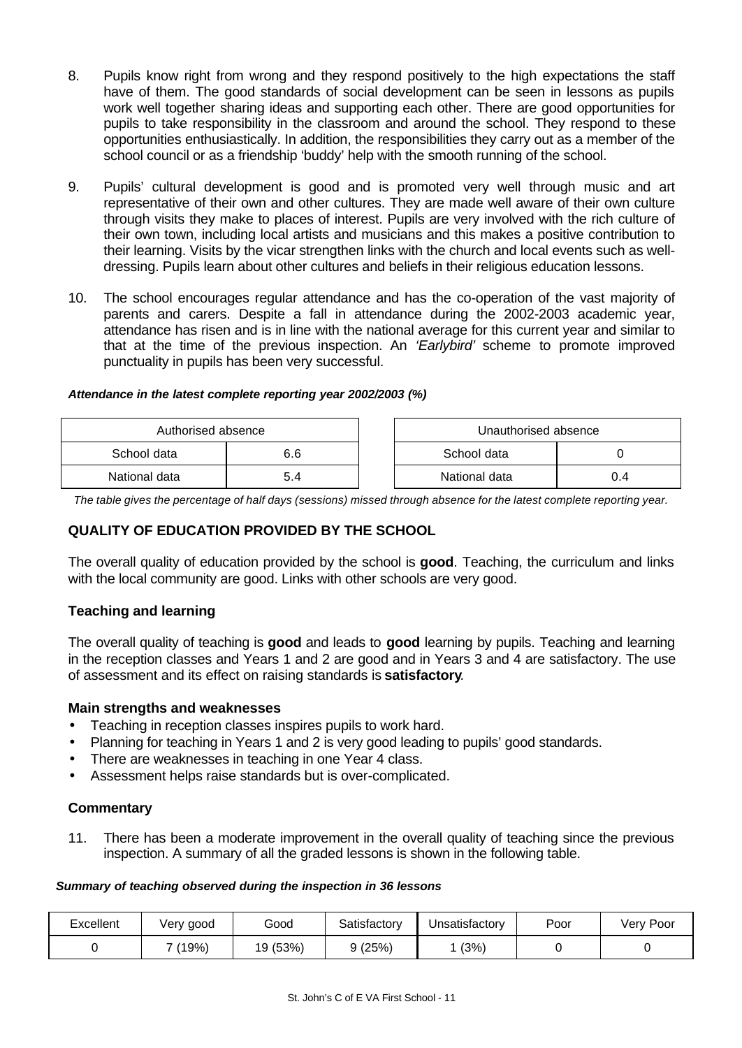8. Pupils know right from wrong and they respond positively to the high expectations the staff have of them. The good standards of social development can be seen in lessons as pupils work well together sharing ideas and supporting each other. There are good opportunities for pupils to take responsibility in the classroom and around the school. They respond to these opportunities enthusiastically. In addition, the responsibilities they carry out as a member of the school council or as a friendship 'buddy' help with the smooth running of the school.

9. Pupils' cultural development is good and is promoted very well through music and art representative of their own and other cultures. They are made well aware of their own culture through visits they make to places of interest. Pupils are very involved with the rich culture of their own town, including local artists and musicians and this makes a positive contribution to their learning. Visits by the vicar strengthen links with the church and local events such as well-dressing. Pupils learn about other cultures and beliefs in their religious education lessons.

10. The school encourages regular attendance and has the co-operation of the vast majority of parents and carers. Despite a fall in attendance during the 2002-2003 academic year, attendance has risen and is in line with the national average for this current year and similar to that at the time of the previous inspection. An *'Earlybird'* scheme to promote improved punctuality in pupils has been very successful.

***Attendance in the latest complete reporting year 2002/2003 (%)***

| Authorised absence | |
|---|---|
| School data | 6.6 |
| National data | 5.4 |

| Unauthorised absence | |
|---|---|
| School data | 0 |
| National data | 0.4 |

*The table gives the percentage of half days (sessions) missed through absence for the latest complete reporting year.*

## QUALITY OF EDUCATION PROVIDED BY THE SCHOOL

The overall quality of education provided by the school is **good**. Teaching, the curriculum and links with the local community are good. Links with other schools are very good.

### Teaching and learning

The overall quality of teaching is **good** and leads to **good** learning by pupils. Teaching and learning in the reception classes and Years 1 and 2 are good and in Years 3 and 4 are satisfactory. The use of assessment and its effect on raising standards is **satisfactory**.

#### Main strengths and weaknesses

- Teaching in reception classes inspires pupils to work hard.
- Planning for teaching in Years 1 and 2 is very good leading to pupils' good standards.
- There are weaknesses in teaching in one Year 4 class.
- Assessment helps raise standards but is over-complicated.

#### Commentary

11. There has been a moderate improvement in the overall quality of teaching since the previous inspection. A summary of all the graded lessons is shown in the following table.

***Summary of teaching observed during the inspection in 36 lessons***

| Excellent | Very good | Good | Satisfactory | Unsatisfactory | Poor | Very Poor |
|---|---|---|---|---|---|---|
| 0 | 7 (19%) | 19 (53%) | 9 (25%) | 1 (3%) | 0 | 0 |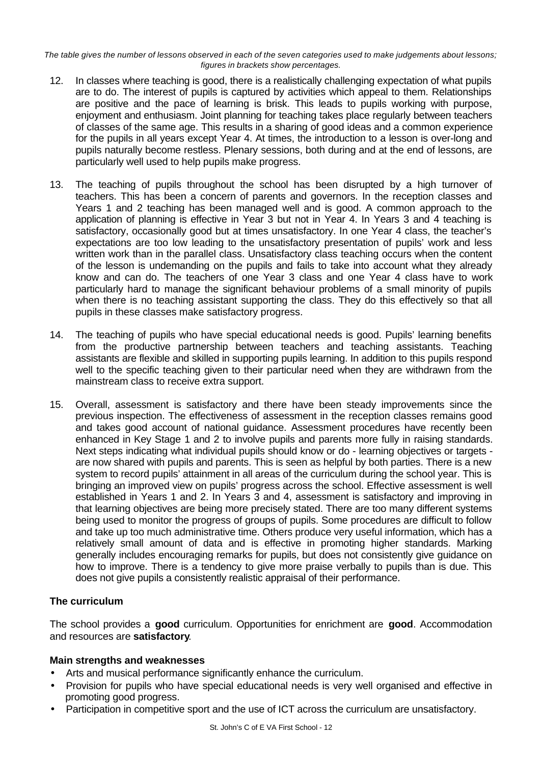*The table gives the number of lessons observed in each of the seven categories used to make judgements about lessons; figures in brackets show percentages.*

12. In classes where teaching is good, there is a realistically challenging expectation of what pupils are to do. The interest of pupils is captured by activities which appeal to them. Relationships are positive and the pace of learning is brisk. This leads to pupils working with purpose, enjoyment and enthusiasm. Joint planning for teaching takes place regularly between teachers of classes of the same age. This results in a sharing of good ideas and a common experience for the pupils in all years except Year 4. At times, the introduction to a lesson is over-long and pupils naturally become restless. Plenary sessions, both during and at the end of lessons, are particularly well used to help pupils make progress.

13. The teaching of pupils throughout the school has been disrupted by a high turnover of teachers. This has been a concern of parents and governors. In the reception classes and Years 1 and 2 teaching has been managed well and is good. A common approach to the application of planning is effective in Year 3 but not in Year 4. In Years 3 and 4 teaching is satisfactory, occasionally good but at times unsatisfactory. In one Year 4 class, the teacher's expectations are too low leading to the unsatisfactory presentation of pupils' work and less written work than in the parallel class. Unsatisfactory class teaching occurs when the content of the lesson is undemanding on the pupils and fails to take into account what they already know and can do. The teachers of one Year 3 class and one Year 4 class have to work particularly hard to manage the significant behaviour problems of a small minority of pupils when there is no teaching assistant supporting the class. They do this effectively so that all pupils in these classes make satisfactory progress.

14. The teaching of pupils who have special educational needs is good. Pupils' learning benefits from the productive partnership between teachers and teaching assistants. Teaching assistants are flexible and skilled in supporting pupils learning. In addition to this pupils respond well to the specific teaching given to their particular need when they are withdrawn from the mainstream class to receive extra support.

15. Overall, assessment is satisfactory and there have been steady improvements since the previous inspection. The effectiveness of assessment in the reception classes remains good and takes good account of national guidance. Assessment procedures have recently been enhanced in Key Stage 1 and 2 to involve pupils and parents more fully in raising standards. Next steps indicating what individual pupils should know or do - learning objectives or targets - are now shared with pupils and parents. This is seen as helpful by both parties. There is a new system to record pupils' attainment in all areas of the curriculum during the school year. This is bringing an improved view on pupils' progress across the school. Effective assessment is well established in Years 1 and 2. In Years 3 and 4, assessment is satisfactory and improving in that learning objectives are being more precisely stated. There are too many different systems being used to monitor the progress of groups of pupils. Some procedures are difficult to follow and take up too much administrative time. Others produce very useful information, which has a relatively small amount of data and is effective in promoting higher standards. Marking generally includes encouraging remarks for pupils, but does not consistently give guidance on how to improve. There is a tendency to give more praise verbally to pupils than is due. This does not give pupils a consistently realistic appraisal of their performance.

### The curriculum

The school provides a **good** curriculum. Opportunities for enrichment are **good**. Accommodation and resources are **satisfactory**.

#### Main strengths and weaknesses

- Arts and musical performance significantly enhance the curriculum.
- Provision for pupils who have special educational needs is very well organised and effective in promoting good progress.
- Participation in competitive sport and the use of ICT across the curriculum are unsatisfactory.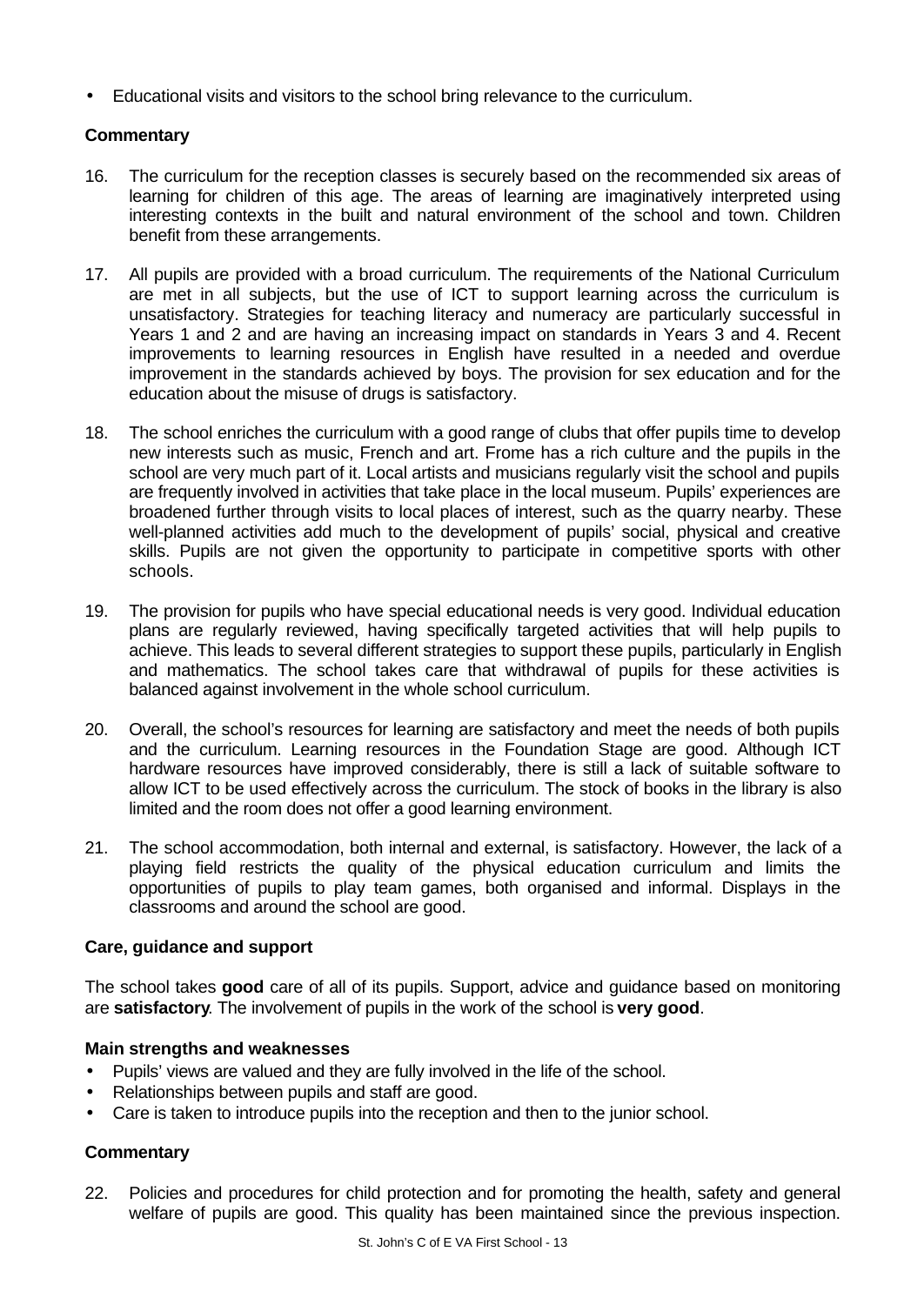- Educational visits and visitors to the school bring relevance to the curriculum.

**Commentary**

16. The curriculum for the reception classes is securely based on the recommended six areas of learning for children of this age. The areas of learning are imaginatively interpreted using interesting contexts in the built and natural environment of the school and town. Children benefit from these arrangements.

17. All pupils are provided with a broad curriculum. The requirements of the National Curriculum are met in all subjects, but the use of ICT to support learning across the curriculum is unsatisfactory. Strategies for teaching literacy and numeracy are particularly successful in Years 1 and 2 and are having an increasing impact on standards in Years 3 and 4. Recent improvements to learning resources in English have resulted in a needed and overdue improvement in the standards achieved by boys. The provision for sex education and for the education about the misuse of drugs is satisfactory.

18. The school enriches the curriculum with a good range of clubs that offer pupils time to develop new interests such as music, French and art. Frome has a rich culture and the pupils in the school are very much part of it. Local artists and musicians regularly visit the school and pupils are frequently involved in activities that take place in the local museum. Pupils' experiences are broadened further through visits to local places of interest, such as the quarry nearby. These well-planned activities add much to the development of pupils' social, physical and creative skills. Pupils are not given the opportunity to participate in competitive sports with other schools.

19. The provision for pupils who have special educational needs is very good. Individual education plans are regularly reviewed, having specifically targeted activities that will help pupils to achieve. This leads to several different strategies to support these pupils, particularly in English and mathematics. The school takes care that withdrawal of pupils for these activities is balanced against involvement in the whole school curriculum.

20. Overall, the school's resources for learning are satisfactory and meet the needs of both pupils and the curriculum. Learning resources in the Foundation Stage are good. Although ICT hardware resources have improved considerably, there is still a lack of suitable software to allow ICT to be used effectively across the curriculum. The stock of books in the library is also limited and the room does not offer a good learning environment.

21. The school accommodation, both internal and external, is satisfactory. However, the lack of a playing field restricts the quality of the physical education curriculum and limits the opportunities of pupils to play team games, both organised and informal. Displays in the classrooms and around the school are good.

**Care, guidance and support**

The school takes **good** care of all of its pupils. Support, advice and guidance based on monitoring are **satisfactory**. The involvement of pupils in the work of the school is **very good**.

**Main strengths and weaknesses**

- Pupils' views are valued and they are fully involved in the life of the school.
- Relationships between pupils and staff are good.
- Care is taken to introduce pupils into the reception and then to the junior school.

**Commentary**

22. Policies and procedures for child protection and for promoting the health, safety and general welfare of pupils are good. This quality has been maintained since the previous inspection.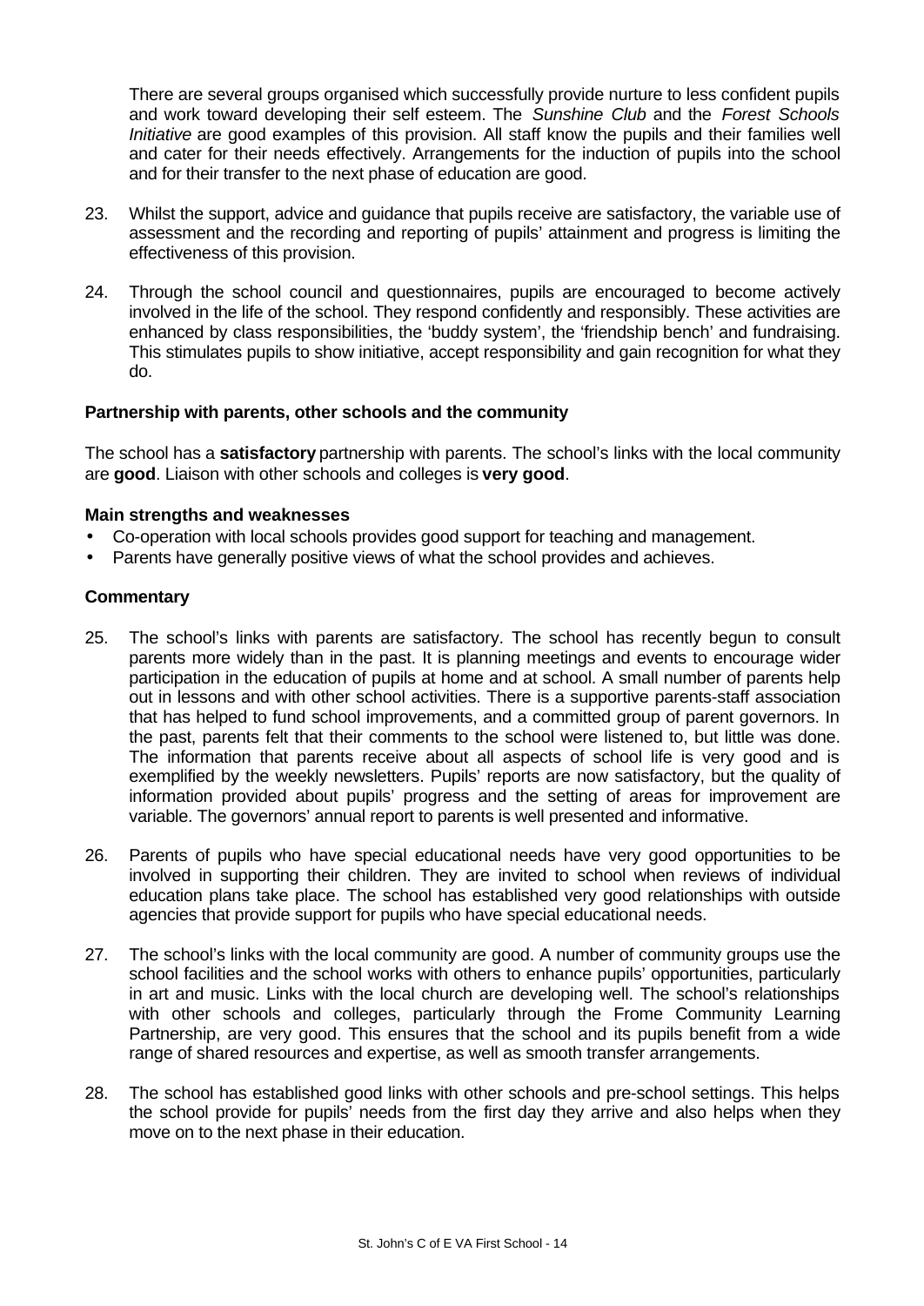There are several groups organised which successfully provide nurture to less confident pupils and work toward developing their self esteem. The *Sunshine Club* and the *Forest Schools Initiative* are good examples of this provision. All staff know the pupils and their families well and cater for their needs effectively. Arrangements for the induction of pupils into the school and for their transfer to the next phase of education are good.

23. Whilst the support, advice and guidance that pupils receive are satisfactory, the variable use of assessment and the recording and reporting of pupils' attainment and progress is limiting the effectiveness of this provision.

24. Through the school council and questionnaires, pupils are encouraged to become actively involved in the life of the school. They respond confidently and responsibly. These activities are enhanced by class responsibilities, the 'buddy system', the 'friendship bench' and fundraising. This stimulates pupils to show initiative, accept responsibility and gain recognition for what they do.

### Partnership with parents, other schools and the community

The school has a **satisfactory** partnership with parents. The school's links with the local community are **good**. Liaison with other schools and colleges is **very good**.

#### Main strengths and weaknesses

- Co-operation with local schools provides good support for teaching and management.
- Parents have generally positive views of what the school provides and achieves.

#### Commentary

25. The school's links with parents are satisfactory. The school has recently begun to consult parents more widely than in the past. It is planning meetings and events to encourage wider participation in the education of pupils at home and at school. A small number of parents help out in lessons and with other school activities. There is a supportive parents-staff association that has helped to fund school improvements, and a committed group of parent governors. In the past, parents felt that their comments to the school were listened to, but little was done. The information that parents receive about all aspects of school life is very good and is exemplified by the weekly newsletters. Pupils' reports are now satisfactory, but the quality of information provided about pupils' progress and the setting of areas for improvement are variable. The governors' annual report to parents is well presented and informative.

26. Parents of pupils who have special educational needs have very good opportunities to be involved in supporting their children. They are invited to school when reviews of individual education plans take place. The school has established very good relationships with outside agencies that provide support for pupils who have special educational needs.

27. The school's links with the local community are good. A number of community groups use the school facilities and the school works with others to enhance pupils' opportunities, particularly in art and music. Links with the local church are developing well. The school's relationships with other schools and colleges, particularly through the Frome Community Learning Partnership, are very good. This ensures that the school and its pupils benefit from a wide range of shared resources and expertise, as well as smooth transfer arrangements.

28. The school has established good links with other schools and pre-school settings. This helps the school provide for pupils' needs from the first day they arrive and also helps when they move on to the next phase in their education.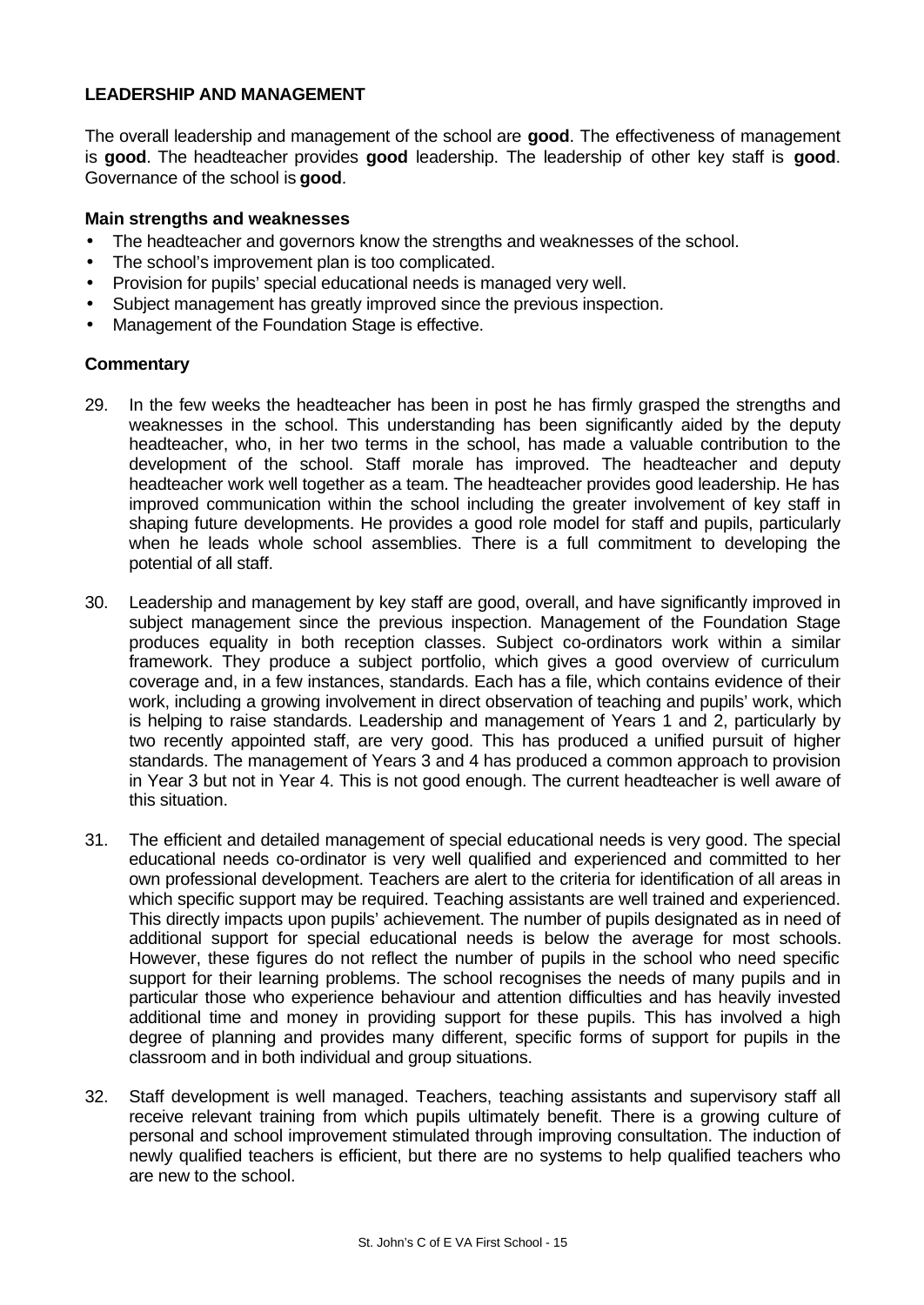**LEADERSHIP AND MANAGEMENT**

The overall leadership and management of the school are **good**. The effectiveness of management is **good**. The headteacher provides **good** leadership. The leadership of other key staff is **good**. Governance of the school is **good**.

**Main strengths and weaknesses**

- The headteacher and governors know the strengths and weaknesses of the school.
- The school's improvement plan is too complicated.
- Provision for pupils' special educational needs is managed very well.
- Subject management has greatly improved since the previous inspection.
- Management of the Foundation Stage is effective.

**Commentary**

29. In the few weeks the headteacher has been in post he has firmly grasped the strengths and weaknesses in the school. This understanding has been significantly aided by the deputy headteacher, who, in her two terms in the school, has made a valuable contribution to the development of the school. Staff morale has improved. The headteacher and deputy headteacher work well together as a team. The headteacher provides good leadership. He has improved communication within the school including the greater involvement of key staff in shaping future developments. He provides a good role model for staff and pupils, particularly when he leads whole school assemblies. There is a full commitment to developing the potential of all staff.

30. Leadership and management by key staff are good, overall, and have significantly improved in subject management since the previous inspection. Management of the Foundation Stage produces equality in both reception classes. Subject co-ordinators work within a similar framework. They produce a subject portfolio, which gives a good overview of curriculum coverage and, in a few instances, standards. Each has a file, which contains evidence of their work, including a growing involvement in direct observation of teaching and pupils' work, which is helping to raise standards. Leadership and management of Years 1 and 2, particularly by two recently appointed staff, are very good. This has produced a unified pursuit of higher standards. The management of Years 3 and 4 has produced a common approach to provision in Year 3 but not in Year 4. This is not good enough. The current headteacher is well aware of this situation.

31. The efficient and detailed management of special educational needs is very good. The special educational needs co-ordinator is very well qualified and experienced and committed to her own professional development. Teachers are alert to the criteria for identification of all areas in which specific support may be required. Teaching assistants are well trained and experienced. This directly impacts upon pupils' achievement. The number of pupils designated as in need of additional support for special educational needs is below the average for most schools. However, these figures do not reflect the number of pupils in the school who need specific support for their learning problems. The school recognises the needs of many pupils and in particular those who experience behaviour and attention difficulties and has heavily invested additional time and money in providing support for these pupils. This has involved a high degree of planning and provides many different, specific forms of support for pupils in the classroom and in both individual and group situations.

32. Staff development is well managed. Teachers, teaching assistants and supervisory staff all receive relevant training from which pupils ultimately benefit. There is a growing culture of personal and school improvement stimulated through improving consultation. The induction of newly qualified teachers is efficient, but there are no systems to help qualified teachers who are new to the school.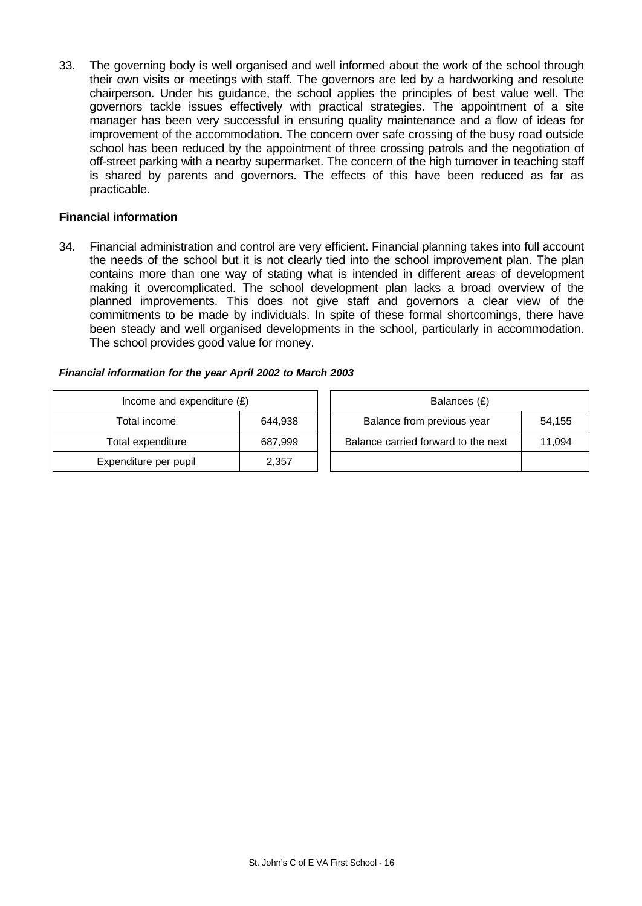33. The governing body is well organised and well informed about the work of the school through their own visits or meetings with staff. The governors are led by a hardworking and resolute chairperson. Under his guidance, the school applies the principles of best value well. The governors tackle issues effectively with practical strategies. The appointment of a site manager has been very successful in ensuring quality maintenance and a flow of ideas for improvement of the accommodation. The concern over safe crossing of the busy road outside school has been reduced by the appointment of three crossing patrols and the negotiation of off-street parking with a nearby supermarket. The concern of the high turnover in teaching staff is shared by parents and governors. The effects of this have been reduced as far as practicable.

## Financial information

34. Financial administration and control are very efficient. Financial planning takes into full account the needs of the school but it is not clearly tied into the school improvement plan. The plan contains more than one way of stating what is intended in different areas of development making it overcomplicated. The school development plan lacks a broad overview of the planned improvements. This does not give staff and governors a clear view of the commitments to be made by individuals. In spite of these formal shortcomings, there have been steady and well organised developments in the school, particularly in accommodation. The school provides good value for money.

***Financial information for the year April 2002 to March 2003***

| Income and expenditure (£) | |
|---|---|
| Total income | 644,938 |
| Total expenditure | 687,999 |
| Expenditure per pupil | 2,357 |

| Balances (£) | |
|---|---|
| Balance from previous year | 54,155 |
| Balance carried forward to the next | 11,094 |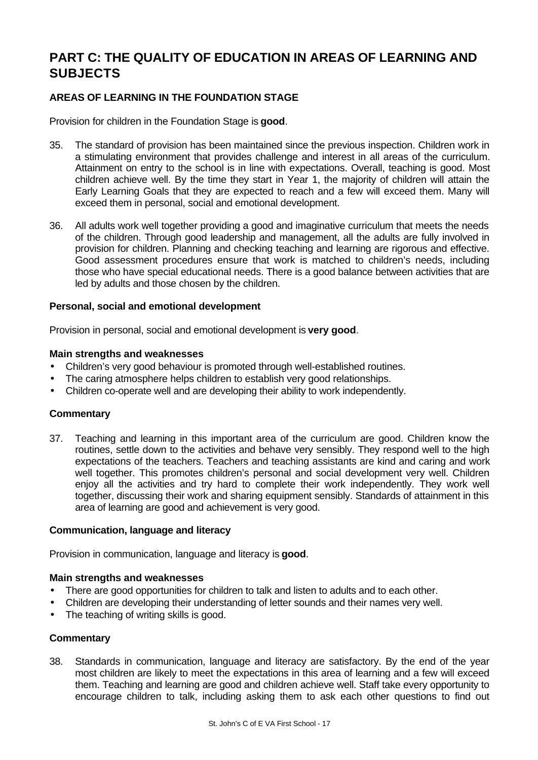# PART C: THE QUALITY OF EDUCATION IN AREAS OF LEARNING AND SUBJECTS

### AREAS OF LEARNING IN THE FOUNDATION STAGE

Provision for children in the Foundation Stage is **good**.

35. The standard of provision has been maintained since the previous inspection. Children work in a stimulating environment that provides challenge and interest in all areas of the curriculum. Attainment on entry to the school is in line with expectations. Overall, teaching is good. Most children achieve well. By the time they start in Year 1, the majority of children will attain the Early Learning Goals that they are expected to reach and a few will exceed them. Many will exceed them in personal, social and emotional development.

36. All adults work well together providing a good and imaginative curriculum that meets the needs of the children. Through good leadership and management, all the adults are fully involved in provision for children. Planning and checking teaching and learning are rigorous and effective. Good assessment procedures ensure that work is matched to children's needs, including those who have special educational needs. There is a good balance between activities that are led by adults and those chosen by the children.

#### Personal, social and emotional development

Provision in personal, social and emotional development is **very good**.

**Main strengths and weaknesses**

- Children's very good behaviour is promoted through well-established routines.
- The caring atmosphere helps children to establish very good relationships.
- Children co-operate well and are developing their ability to work independently.

**Commentary**

37. Teaching and learning in this important area of the curriculum are good. Children know the routines, settle down to the activities and behave very sensibly. They respond well to the high expectations of the teachers. Teachers and teaching assistants are kind and caring and work well together. This promotes children's personal and social development very well. Children enjoy all the activities and try hard to complete their work independently. They work well together, discussing their work and sharing equipment sensibly. Standards of attainment in this area of learning are good and achievement is very good.

#### Communication, language and literacy

Provision in communication, language and literacy is **good**.

**Main strengths and weaknesses**

- There are good opportunities for children to talk and listen to adults and to each other.
- Children are developing their understanding of letter sounds and their names very well.
- The teaching of writing skills is good.

**Commentary**

38. Standards in communication, language and literacy are satisfactory. By the end of the year most children are likely to meet the expectations in this area of learning and a few will exceed them. Teaching and learning are good and children achieve well. Staff take every opportunity to encourage children to talk, including asking them to ask each other questions to find out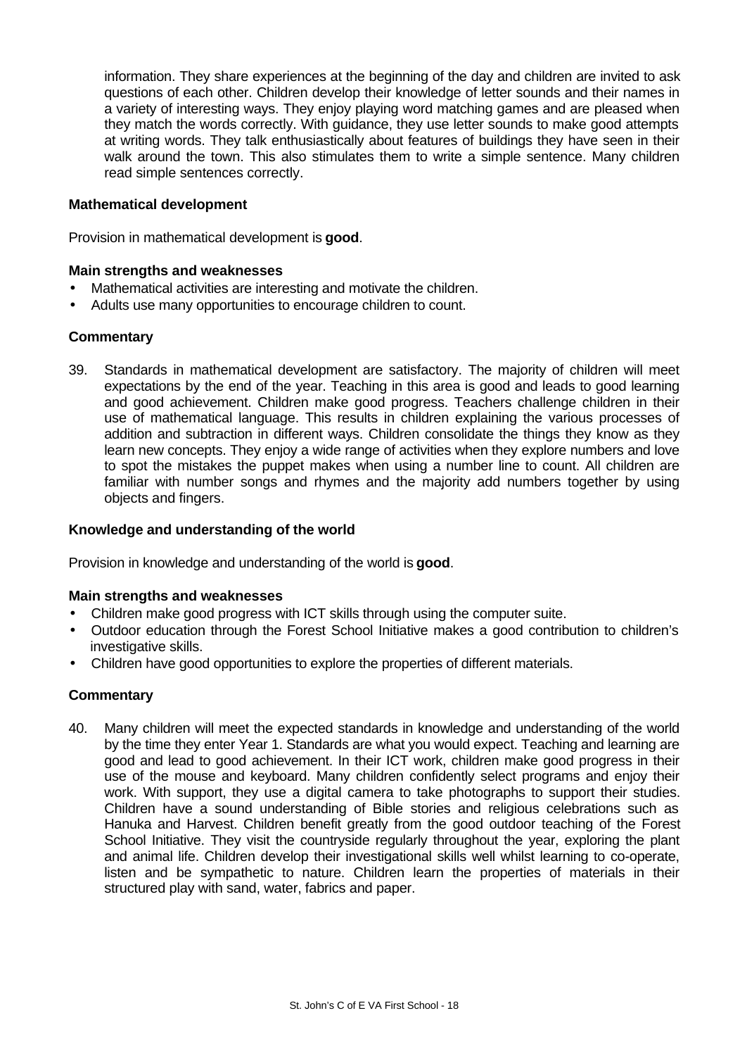information. They share experiences at the beginning of the day and children are invited to ask questions of each other. Children develop their knowledge of letter sounds and their names in a variety of interesting ways. They enjoy playing word matching games and are pleased when they match the words correctly. With guidance, they use letter sounds to make good attempts at writing words. They talk enthusiastically about features of buildings they have seen in their walk around the town. This also stimulates them to write a simple sentence. Many children read simple sentences correctly.

### Mathematical development

Provision in mathematical development is **good**.

#### Main strengths and weaknesses

- Mathematical activities are interesting and motivate the children.
- Adults use many opportunities to encourage children to count.

#### Commentary

39. Standards in mathematical development are satisfactory. The majority of children will meet expectations by the end of the year. Teaching in this area is good and leads to good learning and good achievement. Children make good progress. Teachers challenge children in their use of mathematical language. This results in children explaining the various processes of addition and subtraction in different ways. Children consolidate the things they know as they learn new concepts. They enjoy a wide range of activities when they explore numbers and love to spot the mistakes the puppet makes when using a number line to count. All children are familiar with number songs and rhymes and the majority add numbers together by using objects and fingers.

### Knowledge and understanding of the world

Provision in knowledge and understanding of the world is **good**.

#### Main strengths and weaknesses

- Children make good progress with ICT skills through using the computer suite.
- Outdoor education through the Forest School Initiative makes a good contribution to children's investigative skills.
- Children have good opportunities to explore the properties of different materials.

#### Commentary

40. Many children will meet the expected standards in knowledge and understanding of the world by the time they enter Year 1. Standards are what you would expect. Teaching and learning are good and lead to good achievement. In their ICT work, children make good progress in their use of the mouse and keyboard. Many children confidently select programs and enjoy their work. With support, they use a digital camera to take photographs to support their studies. Children have a sound understanding of Bible stories and religious celebrations such as Hanuka and Harvest. Children benefit greatly from the good outdoor teaching of the Forest School Initiative. They visit the countryside regularly throughout the year, exploring the plant and animal life. Children develop their investigational skills well whilst learning to co-operate, listen and be sympathetic to nature. Children learn the properties of materials in their structured play with sand, water, fabrics and paper.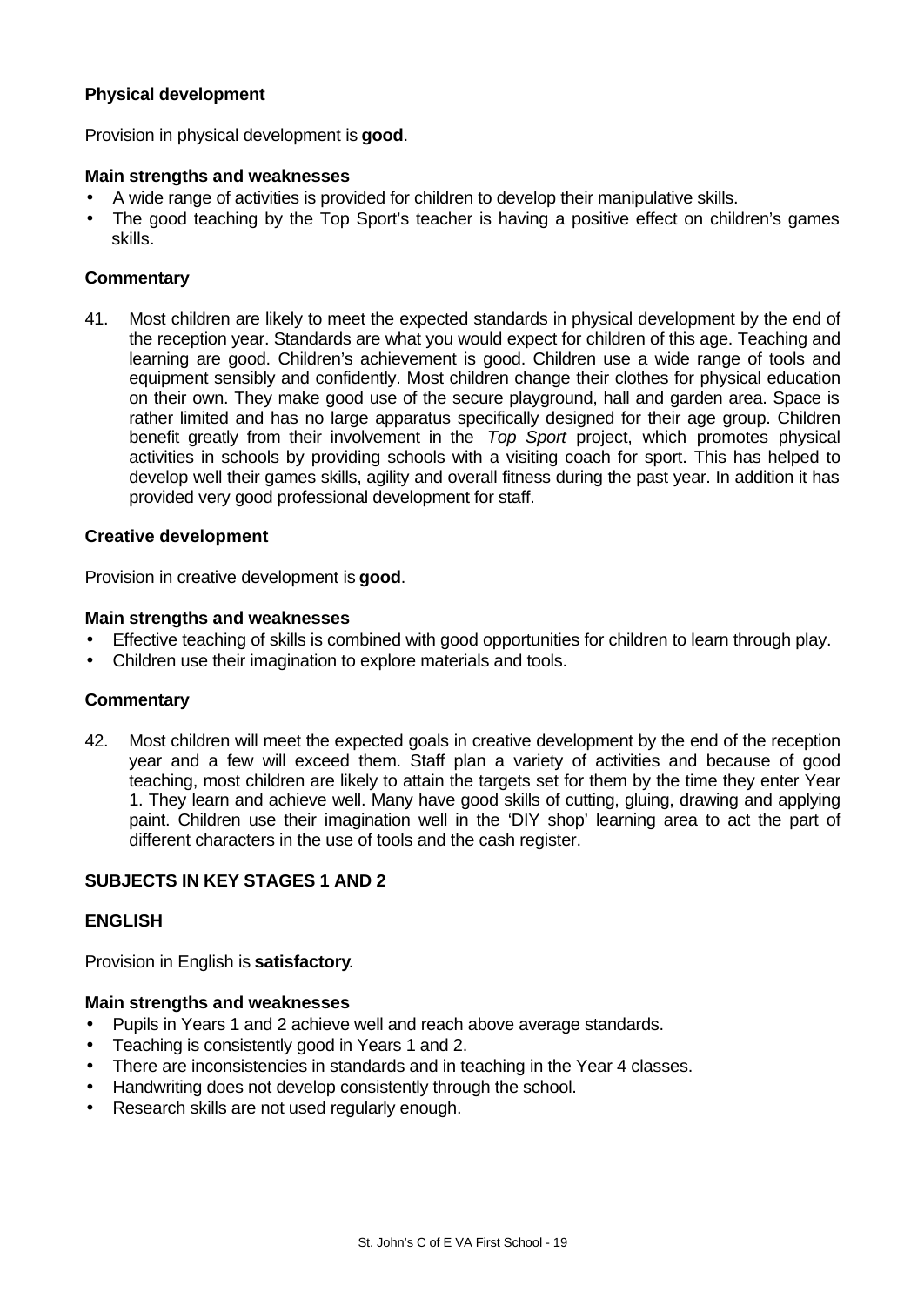### Physical development

Provision in physical development is **good**.

**Main strengths and weaknesses**

- A wide range of activities is provided for children to develop their manipulative skills.
- The good teaching by the Top Sport's teacher is having a positive effect on children's games skills.

**Commentary**

41. Most children are likely to meet the expected standards in physical development by the end of the reception year. Standards are what you would expect for children of this age. Teaching and learning are good. Children's achievement is good. Children use a wide range of tools and equipment sensibly and confidently. Most children change their clothes for physical education on their own. They make good use of the secure playground, hall and garden area. Space is rather limited and has no large apparatus specifically designed for their age group. Children benefit greatly from their involvement in the *Top Sport* project, which promotes physical activities in schools by providing schools with a visiting coach for sport. This has helped to develop well their games skills, agility and overall fitness during the past year. In addition it has provided very good professional development for staff.

### Creative development

Provision in creative development is **good**.

**Main strengths and weaknesses**

- Effective teaching of skills is combined with good opportunities for children to learn through play.
- Children use their imagination to explore materials and tools.

**Commentary**

42. Most children will meet the expected goals in creative development by the end of the reception year and a few will exceed them. Staff plan a variety of activities and because of good teaching, most children are likely to attain the targets set for them by the time they enter Year 1. They learn and achieve well. Many have good skills of cutting, gluing, drawing and applying paint. Children use their imagination well in the 'DIY shop' learning area to act the part of different characters in the use of tools and the cash register.

## SUBJECTS IN KEY STAGES 1 AND 2

### ENGLISH

Provision in English is **satisfactory**.

**Main strengths and weaknesses**

- Pupils in Years 1 and 2 achieve well and reach above average standards.
- Teaching is consistently good in Years 1 and 2.
- There are inconsistencies in standards and in teaching in the Year 4 classes.
- Handwriting does not develop consistently through the school.
- Research skills are not used regularly enough.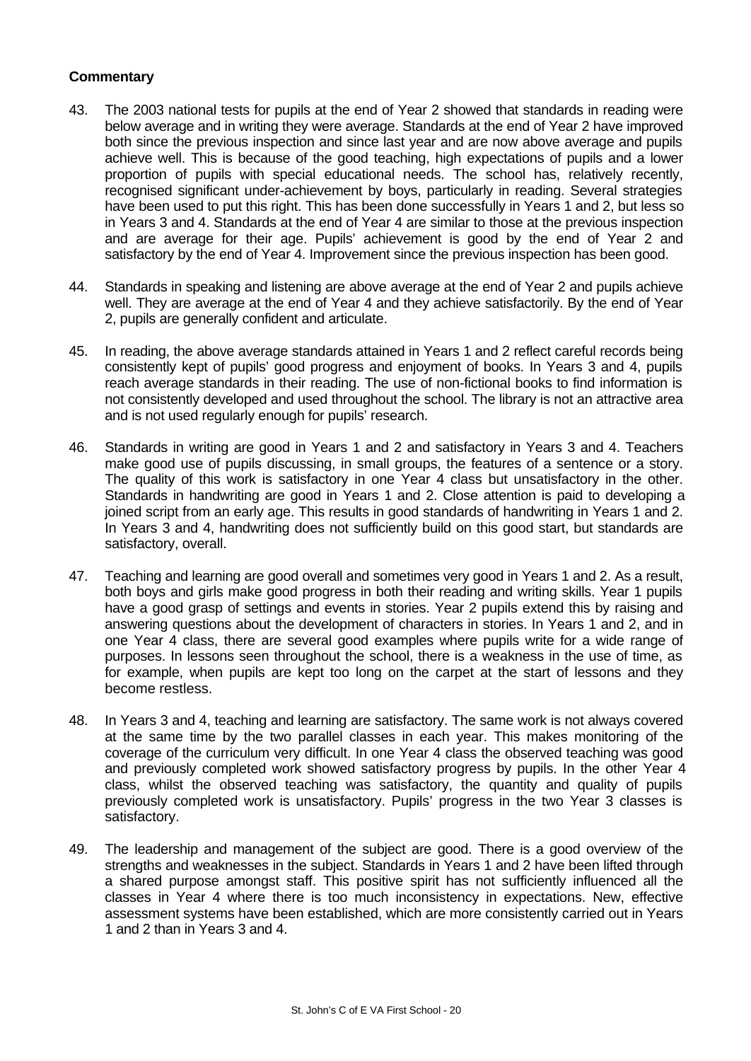**Commentary**

43. The 2003 national tests for pupils at the end of Year 2 showed that standards in reading were below average and in writing they were average. Standards at the end of Year 2 have improved both since the previous inspection and since last year and are now above average and pupils achieve well. This is because of the good teaching, high expectations of pupils and a lower proportion of pupils with special educational needs. The school has, relatively recently, recognised significant under-achievement by boys, particularly in reading. Several strategies have been used to put this right. This has been done successfully in Years 1 and 2, but less so in Years 3 and 4. Standards at the end of Year 4 are similar to those at the previous inspection and are average for their age. Pupils' achievement is good by the end of Year 2 and satisfactory by the end of Year 4. Improvement since the previous inspection has been good.

44. Standards in speaking and listening are above average at the end of Year 2 and pupils achieve well. They are average at the end of Year 4 and they achieve satisfactorily. By the end of Year 2, pupils are generally confident and articulate.

45. In reading, the above average standards attained in Years 1 and 2 reflect careful records being consistently kept of pupils' good progress and enjoyment of books. In Years 3 and 4, pupils reach average standards in their reading. The use of non-fictional books to find information is not consistently developed and used throughout the school. The library is not an attractive area and is not used regularly enough for pupils' research.

46. Standards in writing are good in Years 1 and 2 and satisfactory in Years 3 and 4. Teachers make good use of pupils discussing, in small groups, the features of a sentence or a story. The quality of this work is satisfactory in one Year 4 class but unsatisfactory in the other. Standards in handwriting are good in Years 1 and 2. Close attention is paid to developing a joined script from an early age. This results in good standards of handwriting in Years 1 and 2. In Years 3 and 4, handwriting does not sufficiently build on this good start, but standards are satisfactory, overall.

47. Teaching and learning are good overall and sometimes very good in Years 1 and 2. As a result, both boys and girls make good progress in both their reading and writing skills. Year 1 pupils have a good grasp of settings and events in stories. Year 2 pupils extend this by raising and answering questions about the development of characters in stories. In Years 1 and 2, and in one Year 4 class, there are several good examples where pupils write for a wide range of purposes. In lessons seen throughout the school, there is a weakness in the use of time, as for example, when pupils are kept too long on the carpet at the start of lessons and they become restless.

48. In Years 3 and 4, teaching and learning are satisfactory. The same work is not always covered at the same time by the two parallel classes in each year. This makes monitoring of the coverage of the curriculum very difficult. In one Year 4 class the observed teaching was good and previously completed work showed satisfactory progress by pupils. In the other Year 4 class, whilst the observed teaching was satisfactory, the quantity and quality of pupils previously completed work is unsatisfactory. Pupils' progress in the two Year 3 classes is satisfactory.

49. The leadership and management of the subject are good. There is a good overview of the strengths and weaknesses in the subject. Standards in Years 1 and 2 have been lifted through a shared purpose amongst staff. This positive spirit has not sufficiently influenced all the classes in Year 4 where there is too much inconsistency in expectations. New, effective assessment systems have been established, which are more consistently carried out in Years 1 and 2 than in Years 3 and 4.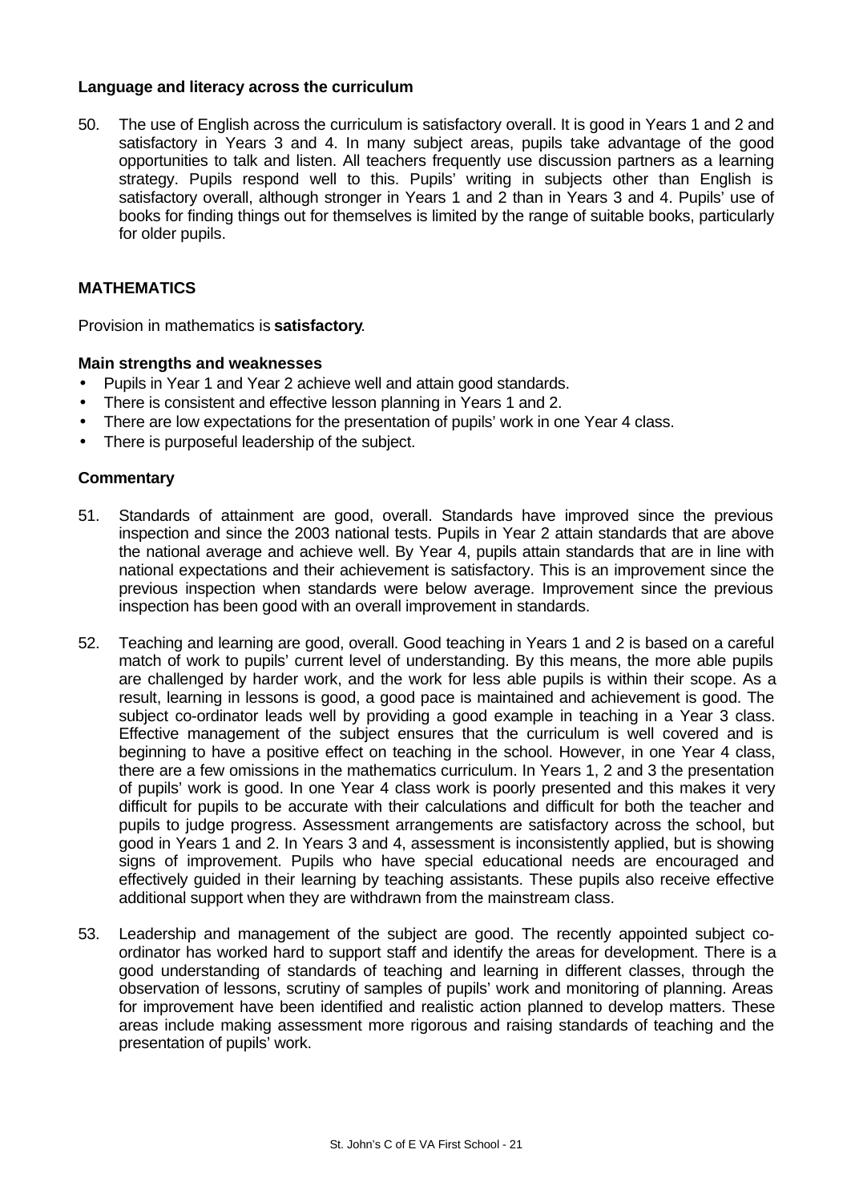### Language and literacy across the curriculum

50. The use of English across the curriculum is satisfactory overall. It is good in Years 1 and 2 and satisfactory in Years 3 and 4. In many subject areas, pupils take advantage of the good opportunities to talk and listen. All teachers frequently use discussion partners as a learning strategy. Pupils respond well to this. Pupils' writing in subjects other than English is satisfactory overall, although stronger in Years 1 and 2 than in Years 3 and 4. Pupils' use of books for finding things out for themselves is limited by the range of suitable books, particularly for older pupils.

## MATHEMATICS

Provision in mathematics is **satisfactory**.

### Main strengths and weaknesses

- Pupils in Year 1 and Year 2 achieve well and attain good standards.
- There is consistent and effective lesson planning in Years 1 and 2.
- There are low expectations for the presentation of pupils' work in one Year 4 class.
- There is purposeful leadership of the subject.

### Commentary

51. Standards of attainment are good, overall. Standards have improved since the previous inspection and since the 2003 national tests. Pupils in Year 2 attain standards that are above the national average and achieve well. By Year 4, pupils attain standards that are in line with national expectations and their achievement is satisfactory. This is an improvement since the previous inspection when standards were below average. Improvement since the previous inspection has been good with an overall improvement in standards.

52. Teaching and learning are good, overall. Good teaching in Years 1 and 2 is based on a careful match of work to pupils' current level of understanding. By this means, the more able pupils are challenged by harder work, and the work for less able pupils is within their scope. As a result, learning in lessons is good, a good pace is maintained and achievement is good. The subject co-ordinator leads well by providing a good example in teaching in a Year 3 class. Effective management of the subject ensures that the curriculum is well covered and is beginning to have a positive effect on teaching in the school. However, in one Year 4 class, there are a few omissions in the mathematics curriculum. In Years 1, 2 and 3 the presentation of pupils' work is good. In one Year 4 class work is poorly presented and this makes it very difficult for pupils to be accurate with their calculations and difficult for both the teacher and pupils to judge progress. Assessment arrangements are satisfactory across the school, but good in Years 1 and 2. In Years 3 and 4, assessment is inconsistently applied, but is showing signs of improvement. Pupils who have special educational needs are encouraged and effectively guided in their learning by teaching assistants. These pupils also receive effective additional support when they are withdrawn from the mainstream class.

53. Leadership and management of the subject are good. The recently appointed subject co-ordinator has worked hard to support staff and identify the areas for development. There is a good understanding of standards of teaching and learning in different classes, through the observation of lessons, scrutiny of samples of pupils' work and monitoring of planning. Areas for improvement have been identified and realistic action planned to develop matters. These areas include making assessment more rigorous and raising standards of teaching and the presentation of pupils' work.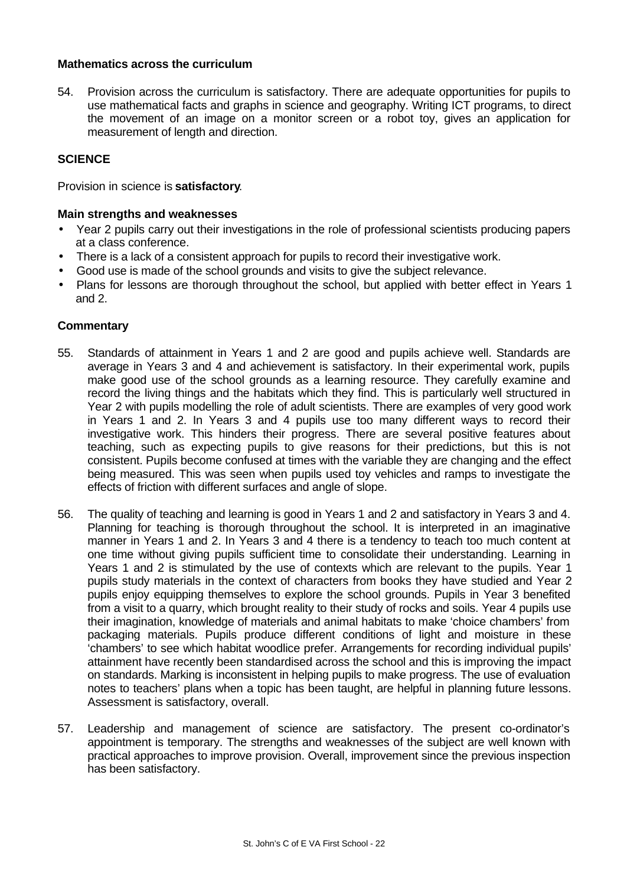**Mathematics across the curriculum**

54. Provision across the curriculum is satisfactory. There are adequate opportunities for pupils to use mathematical facts and graphs in science and geography. Writing ICT programs, to direct the movement of an image on a monitor screen or a robot toy, gives an application for measurement of length and direction.

**SCIENCE**

Provision in science is **satisfactory**.

**Main strengths and weaknesses**

- Year 2 pupils carry out their investigations in the role of professional scientists producing papers at a class conference.
- There is a lack of a consistent approach for pupils to record their investigative work.
- Good use is made of the school grounds and visits to give the subject relevance.
- Plans for lessons are thorough throughout the school, but applied with better effect in Years 1 and 2.

**Commentary**

55. Standards of attainment in Years 1 and 2 are good and pupils achieve well. Standards are average in Years 3 and 4 and achievement is satisfactory. In their experimental work, pupils make good use of the school grounds as a learning resource. They carefully examine and record the living things and the habitats which they find. This is particularly well structured in Year 2 with pupils modelling the role of adult scientists. There are examples of very good work in Years 1 and 2. In Years 3 and 4 pupils use too many different ways to record their investigative work. This hinders their progress. There are several positive features about teaching, such as expecting pupils to give reasons for their predictions, but this is not consistent. Pupils become confused at times with the variable they are changing and the effect being measured. This was seen when pupils used toy vehicles and ramps to investigate the effects of friction with different surfaces and angle of slope.

56. The quality of teaching and learning is good in Years 1 and 2 and satisfactory in Years 3 and 4. Planning for teaching is thorough throughout the school. It is interpreted in an imaginative manner in Years 1 and 2. In Years 3 and 4 there is a tendency to teach too much content at one time without giving pupils sufficient time to consolidate their understanding. Learning in Years 1 and 2 is stimulated by the use of contexts which are relevant to the pupils. Year 1 pupils study materials in the context of characters from books they have studied and Year 2 pupils enjoy equipping themselves to explore the school grounds. Pupils in Year 3 benefited from a visit to a quarry, which brought reality to their study of rocks and soils. Year 4 pupils use their imagination, knowledge of materials and animal habitats to make 'choice chambers' from packaging materials. Pupils produce different conditions of light and moisture in these 'chambers' to see which habitat woodlice prefer. Arrangements for recording individual pupils' attainment have recently been standardised across the school and this is improving the impact on standards. Marking is inconsistent in helping pupils to make progress. The use of evaluation notes to teachers' plans when a topic has been taught, are helpful in planning future lessons. Assessment is satisfactory, overall.

57. Leadership and management of science are satisfactory. The present co-ordinator's appointment is temporary. The strengths and weaknesses of the subject are well known with practical approaches to improve provision. Overall, improvement since the previous inspection has been satisfactory.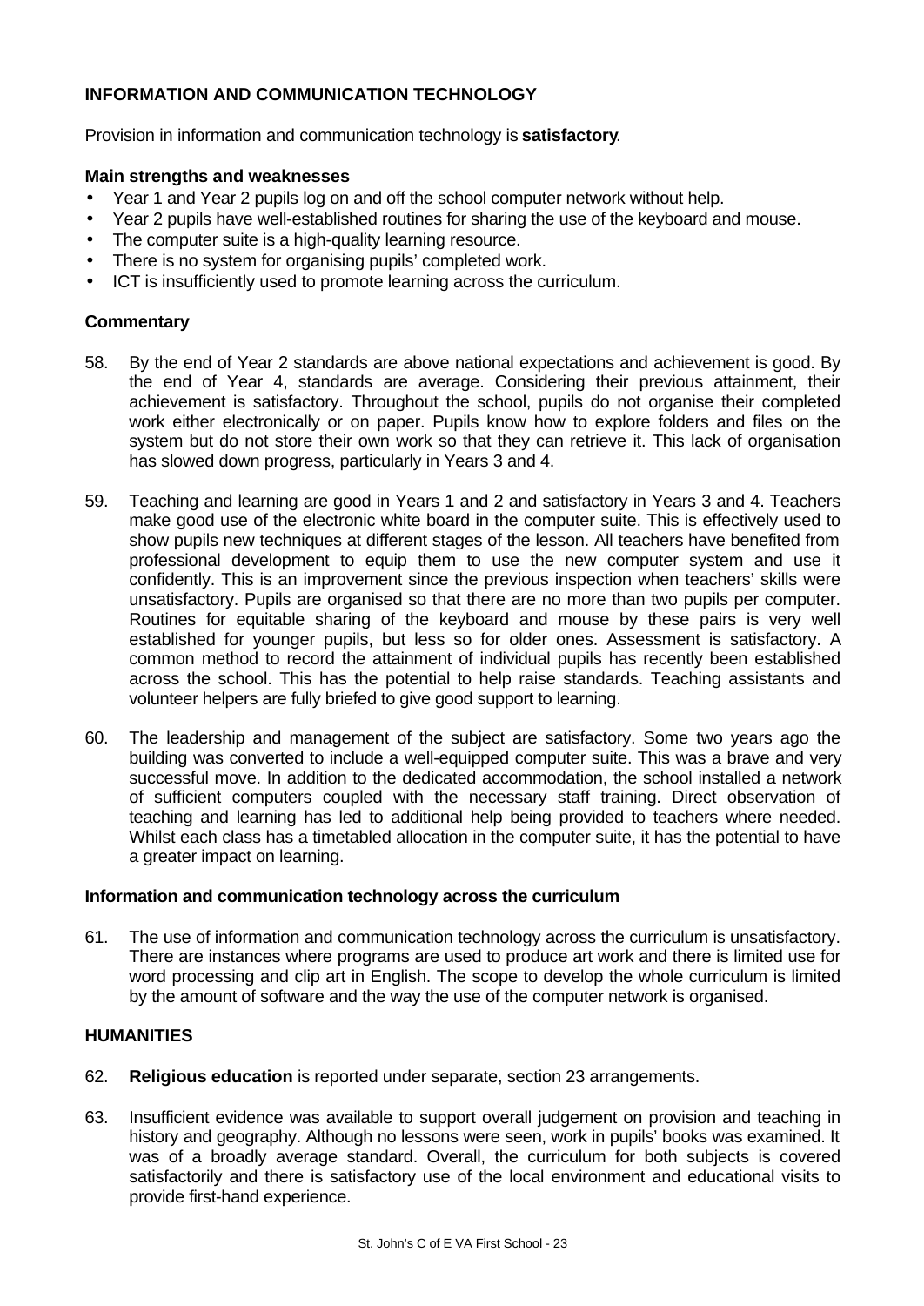## INFORMATION AND COMMUNICATION TECHNOLOGY

Provision in information and communication technology is **satisfactory**.

### Main strengths and weaknesses

- Year 1 and Year 2 pupils log on and off the school computer network without help.
- Year 2 pupils have well-established routines for sharing the use of the keyboard and mouse.
- The computer suite is a high-quality learning resource.
- There is no system for organising pupils' completed work.
- ICT is insufficiently used to promote learning across the curriculum.

### Commentary

58. By the end of Year 2 standards are above national expectations and achievement is good. By the end of Year 4, standards are average. Considering their previous attainment, their achievement is satisfactory. Throughout the school, pupils do not organise their completed work either electronically or on paper. Pupils know how to explore folders and files on the system but do not store their own work so that they can retrieve it. This lack of organisation has slowed down progress, particularly in Years 3 and 4.

59. Teaching and learning are good in Years 1 and 2 and satisfactory in Years 3 and 4. Teachers make good use of the electronic white board in the computer suite. This is effectively used to show pupils new techniques at different stages of the lesson. All teachers have benefited from professional development to equip them to use the new computer system and use it confidently. This is an improvement since the previous inspection when teachers' skills were unsatisfactory. Pupils are organised so that there are no more than two pupils per computer. Routines for equitable sharing of the keyboard and mouse by these pairs is very well established for younger pupils, but less so for older ones. Assessment is satisfactory. A common method to record the attainment of individual pupils has recently been established across the school. This has the potential to help raise standards. Teaching assistants and volunteer helpers are fully briefed to give good support to learning.

60. The leadership and management of the subject are satisfactory. Some two years ago the building was converted to include a well-equipped computer suite. This was a brave and very successful move. In addition to the dedicated accommodation, the school installed a network of sufficient computers coupled with the necessary staff training. Direct observation of teaching and learning has led to additional help being provided to teachers where needed. Whilst each class has a timetabled allocation in the computer suite, it has the potential to have a greater impact on learning.

### Information and communication technology across the curriculum

61. The use of information and communication technology across the curriculum is unsatisfactory. There are instances where programs are used to produce art work and there is limited use for word processing and clip art in English. The scope to develop the whole curriculum is limited by the amount of software and the way the use of the computer network is organised.

## HUMANITIES

62. **Religious education** is reported under separate, section 23 arrangements.

63. Insufficient evidence was available to support overall judgement on provision and teaching in history and geography. Although no lessons were seen, work in pupils' books was examined. It was of a broadly average standard. Overall, the curriculum for both subjects is covered satisfactorily and there is satisfactory use of the local environment and educational visits to provide first-hand experience.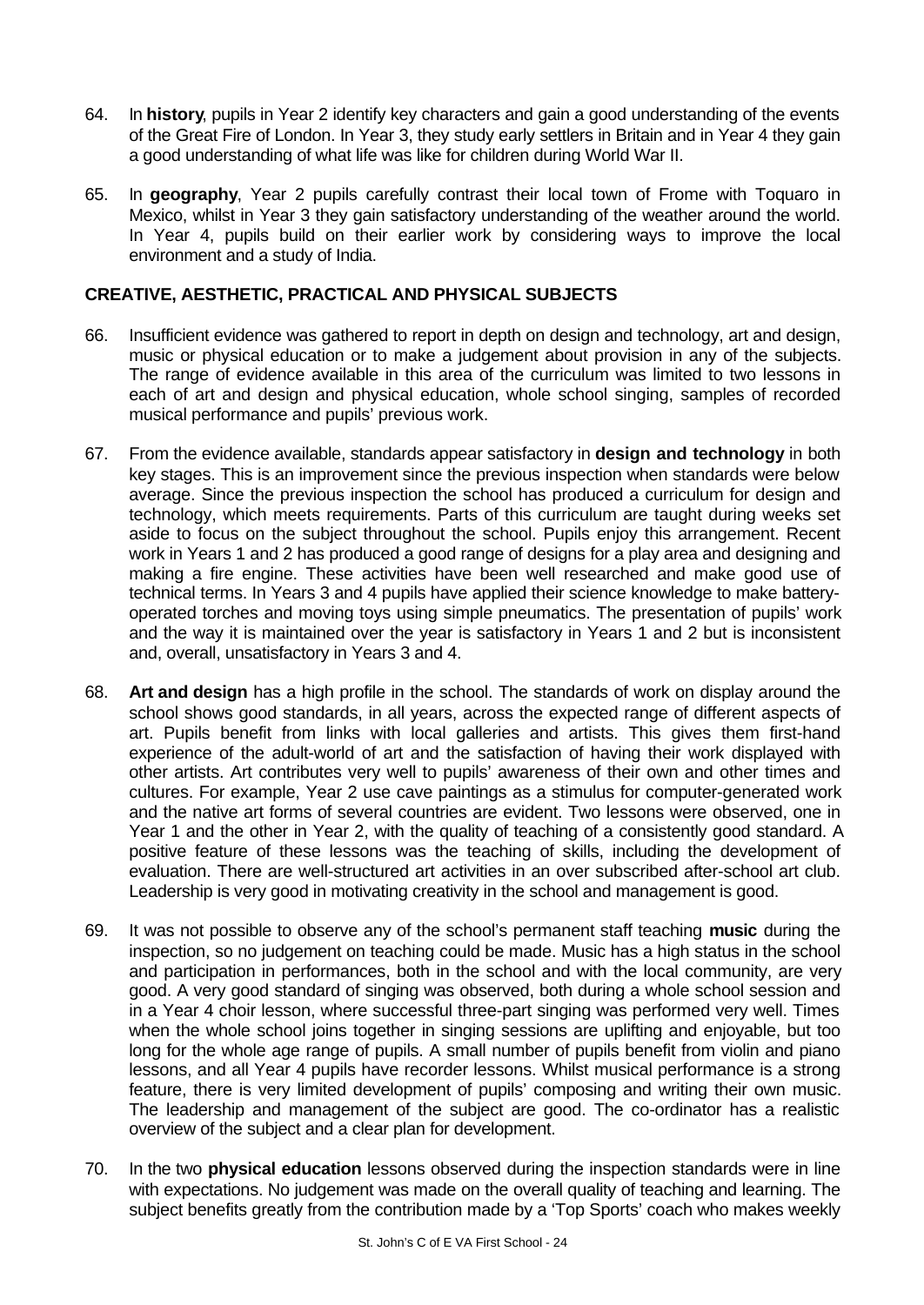64. In **history**, pupils in Year 2 identify key characters and gain a good understanding of the events of the Great Fire of London. In Year 3, they study early settlers in Britain and in Year 4 they gain a good understanding of what life was like for children during World War II.

65. In **geography**, Year 2 pupils carefully contrast their local town of Frome with Toquaro in Mexico, whilst in Year 3 they gain satisfactory understanding of the weather around the world. In Year 4, pupils build on their earlier work by considering ways to improve the local environment and a study of India.

## CREATIVE, AESTHETIC, PRACTICAL AND PHYSICAL SUBJECTS

66. Insufficient evidence was gathered to report in depth on design and technology, art and design, music or physical education or to make a judgement about provision in any of the subjects. The range of evidence available in this area of the curriculum was limited to two lessons in each of art and design and physical education, whole school singing, samples of recorded musical performance and pupils' previous work.

67. From the evidence available, standards appear satisfactory in **design and technology** in both key stages. This is an improvement since the previous inspection when standards were below average. Since the previous inspection the school has produced a curriculum for design and technology, which meets requirements. Parts of this curriculum are taught during weeks set aside to focus on the subject throughout the school. Pupils enjoy this arrangement. Recent work in Years 1 and 2 has produced a good range of designs for a play area and designing and making a fire engine. These activities have been well researched and make good use of technical terms. In Years 3 and 4 pupils have applied their science knowledge to make battery-operated torches and moving toys using simple pneumatics. The presentation of pupils' work and the way it is maintained over the year is satisfactory in Years 1 and 2 but is inconsistent and, overall, unsatisfactory in Years 3 and 4.

68. **Art and design** has a high profile in the school. The standards of work on display around the school shows good standards, in all years, across the expected range of different aspects of art. Pupils benefit from links with local galleries and artists. This gives them first-hand experience of the adult-world of art and the satisfaction of having their work displayed with other artists. Art contributes very well to pupils' awareness of their own and other times and cultures. For example, Year 2 use cave paintings as a stimulus for computer-generated work and the native art forms of several countries are evident. Two lessons were observed, one in Year 1 and the other in Year 2, with the quality of teaching of a consistently good standard. A positive feature of these lessons was the teaching of skills, including the development of evaluation. There are well-structured art activities in an over subscribed after-school art club. Leadership is very good in motivating creativity in the school and management is good.

69. It was not possible to observe any of the school's permanent staff teaching **music** during the inspection, so no judgement on teaching could be made. Music has a high status in the school and participation in performances, both in the school and with the local community, are very good. A very good standard of singing was observed, both during a whole school session and in a Year 4 choir lesson, where successful three-part singing was performed very well. Times when the whole school joins together in singing sessions are uplifting and enjoyable, but too long for the whole age range of pupils. A small number of pupils benefit from violin and piano lessons, and all Year 4 pupils have recorder lessons. Whilst musical performance is a strong feature, there is very limited development of pupils' composing and writing their own music. The leadership and management of the subject are good. The co-ordinator has a realistic overview of the subject and a clear plan for development.

70. In the two **physical education** lessons observed during the inspection standards were in line with expectations. No judgement was made on the overall quality of teaching and learning. The subject benefits greatly from the contribution made by a 'Top Sports' coach who makes weekly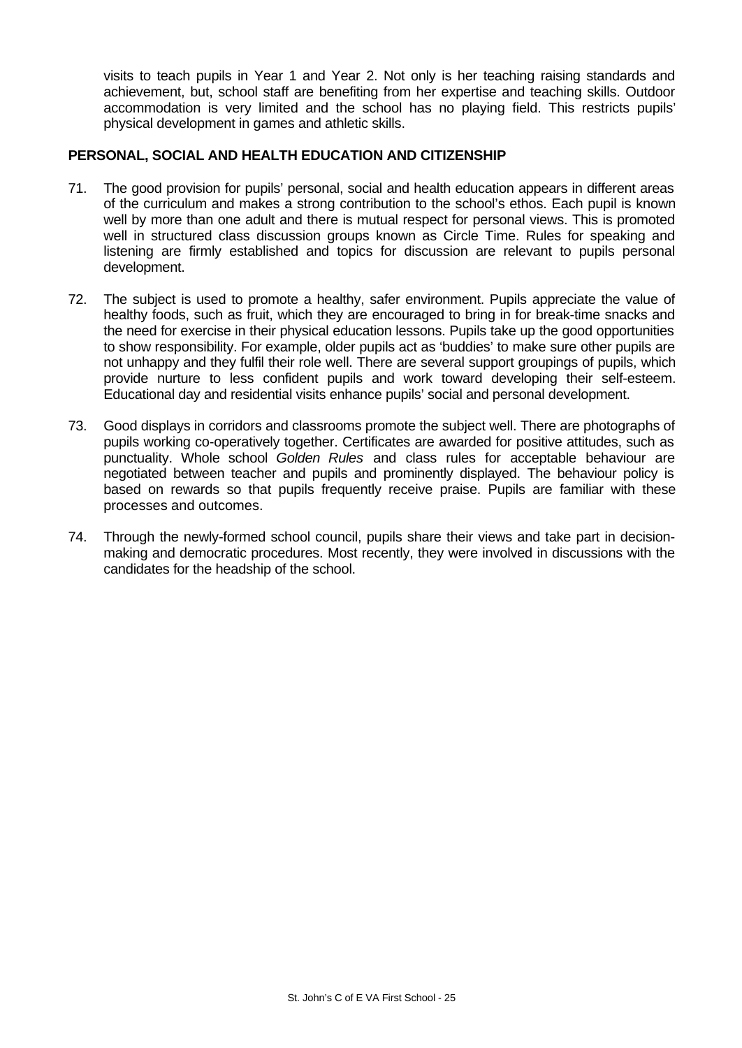visits to teach pupils in Year 1 and Year 2. Not only is her teaching raising standards and achievement, but, school staff are benefiting from her expertise and teaching skills. Outdoor accommodation is very limited and the school has no playing field. This restricts pupils' physical development in games and athletic skills.

## PERSONAL, SOCIAL AND HEALTH EDUCATION AND CITIZENSHIP

71. The good provision for pupils' personal, social and health education appears in different areas of the curriculum and makes a strong contribution to the school's ethos. Each pupil is known well by more than one adult and there is mutual respect for personal views. This is promoted well in structured class discussion groups known as Circle Time. Rules for speaking and listening are firmly established and topics for discussion are relevant to pupils personal development.

72. The subject is used to promote a healthy, safer environment. Pupils appreciate the value of healthy foods, such as fruit, which they are encouraged to bring in for break-time snacks and the need for exercise in their physical education lessons. Pupils take up the good opportunities to show responsibility. For example, older pupils act as 'buddies' to make sure other pupils are not unhappy and they fulfil their role well. There are several support groupings of pupils, which provide nurture to less confident pupils and work toward developing their self-esteem. Educational day and residential visits enhance pupils' social and personal development.

73. Good displays in corridors and classrooms promote the subject well. There are photographs of pupils working co-operatively together. Certificates are awarded for positive attitudes, such as punctuality. Whole school *Golden Rules* and class rules for acceptable behaviour are negotiated between teacher and pupils and prominently displayed. The behaviour policy is based on rewards so that pupils frequently receive praise. Pupils are familiar with these processes and outcomes.

74. Through the newly-formed school council, pupils share their views and take part in decision-making and democratic procedures. Most recently, they were involved in discussions with the candidates for the headship of the school.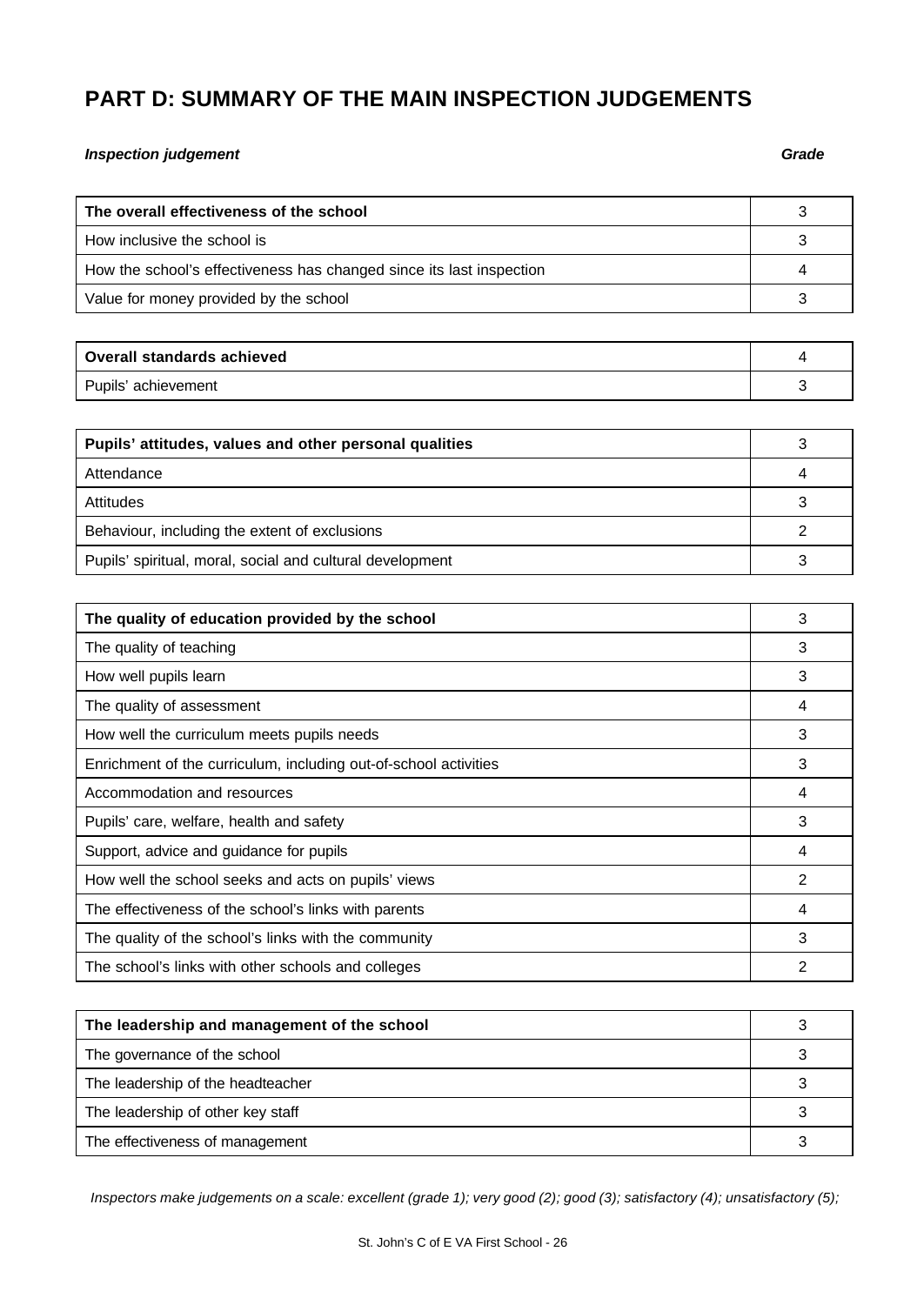# PART D: SUMMARY OF THE MAIN INSPECTION JUDGEMENTS

| ***Inspection judgement*** | ***Grade*** |
|---|---|
| **The overall effectiveness of the school** | 3 |
| How inclusive the school is | 3 |
| How the school's effectiveness has changed since its last inspection | 4 |
| Value for money provided by the school | 3 |
| **Overall standards achieved** | 4 |
| Pupils' achievement | 3 |
| **Pupils' attitudes, values and other personal qualities** | 3 |
| Attendance | 4 |
| Attitudes | 3 |
| Behaviour, including the extent of exclusions | 2 |
| Pupils' spiritual, moral, social and cultural development | 3 |
| **The quality of education provided by the school** | 3 |
| The quality of teaching | 3 |
| How well pupils learn | 3 |
| The quality of assessment | 4 |
| How well the curriculum meets pupils needs | 3 |
| Enrichment of the curriculum, including out-of-school activities | 3 |
| Accommodation and resources | 4 |
| Pupils' care, welfare, health and safety | 3 |
| Support, advice and guidance for pupils | 4 |
| How well the school seeks and acts on pupils' views | 2 |
| The effectiveness of the school's links with parents | 4 |
| The quality of the school's links with the community | 3 |
| The school's links with other schools and colleges | 2 |
| **The leadership and management of the school** | 3 |
| The governance of the school | 3 |
| The leadership of the headteacher | 3 |
| The leadership of other key staff | 3 |
| The effectiveness of management | 3 |

*Inspectors make judgements on a scale: excellent (grade 1); very good (2); good (3); satisfactory (4); unsatisfactory (5);*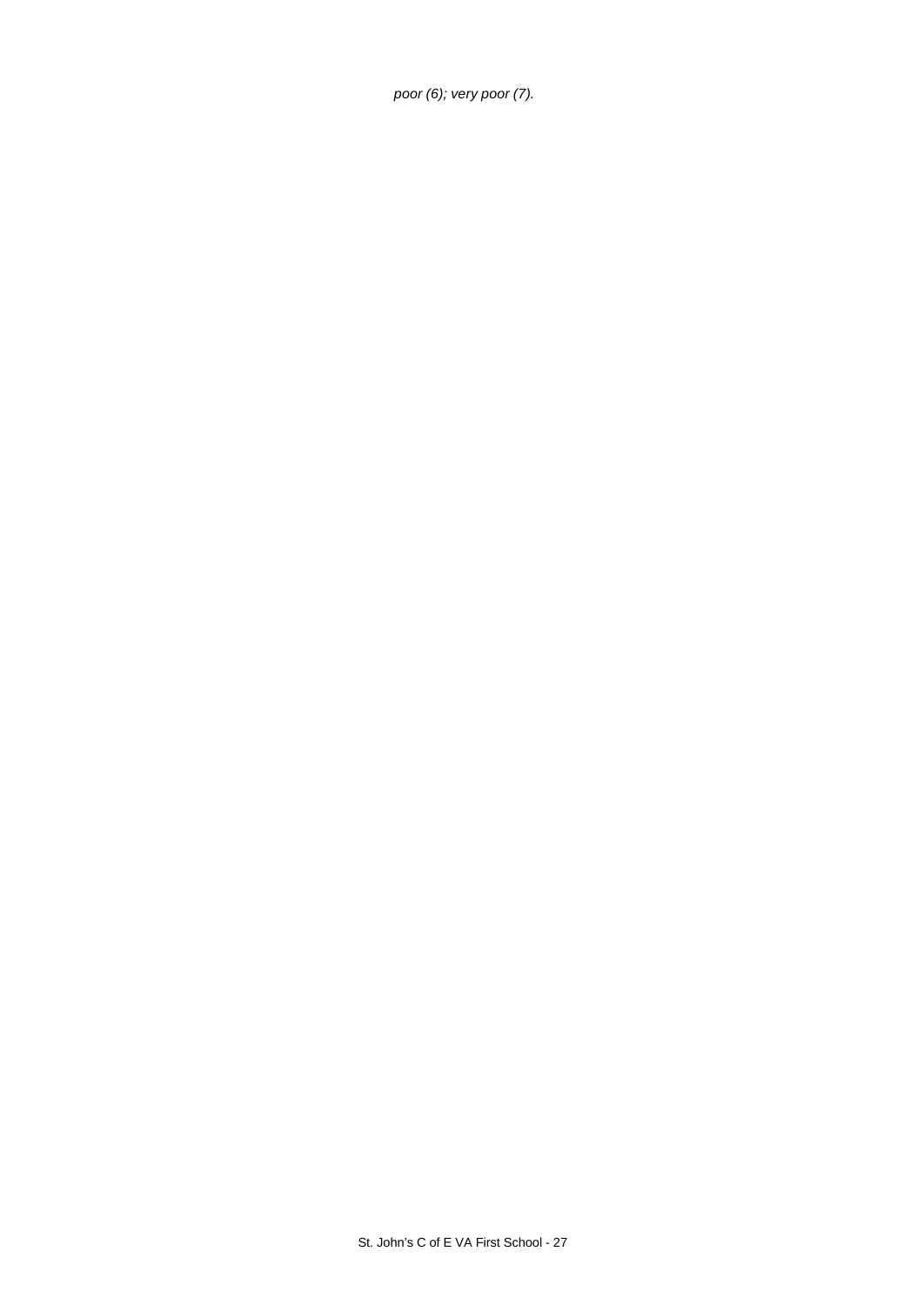*poor (6); very poor (7).*